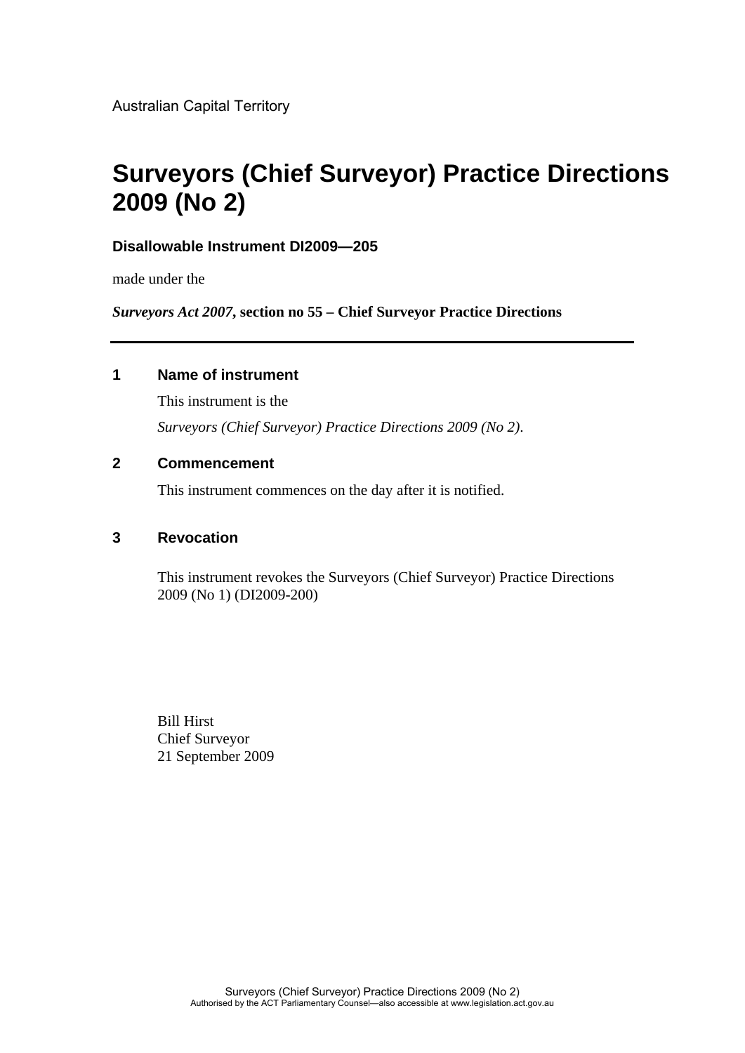Australian Capital Territory

# Surveyors (Chief Surveyor) Practice Directions 2009 (No 2)

**Disallowable Instrument DI2009—205**

made under the

***Surveyors Act 2007*, section no 55 – Chief Surveyor Practice Directions**

---

## 1 Name of instrument

This instrument is the

*Surveyors (Chief Surveyor) Practice Directions 2009 (No 2)*.

## 2 Commencement

This instrument commences on the day after it is notified.

## 3 Revocation

This instrument revokes the Surveyors (Chief Surveyor) Practice Directions 2009 (No 1) (DI2009-200)

Bill Hirst
Chief Surveyor
21 September 2009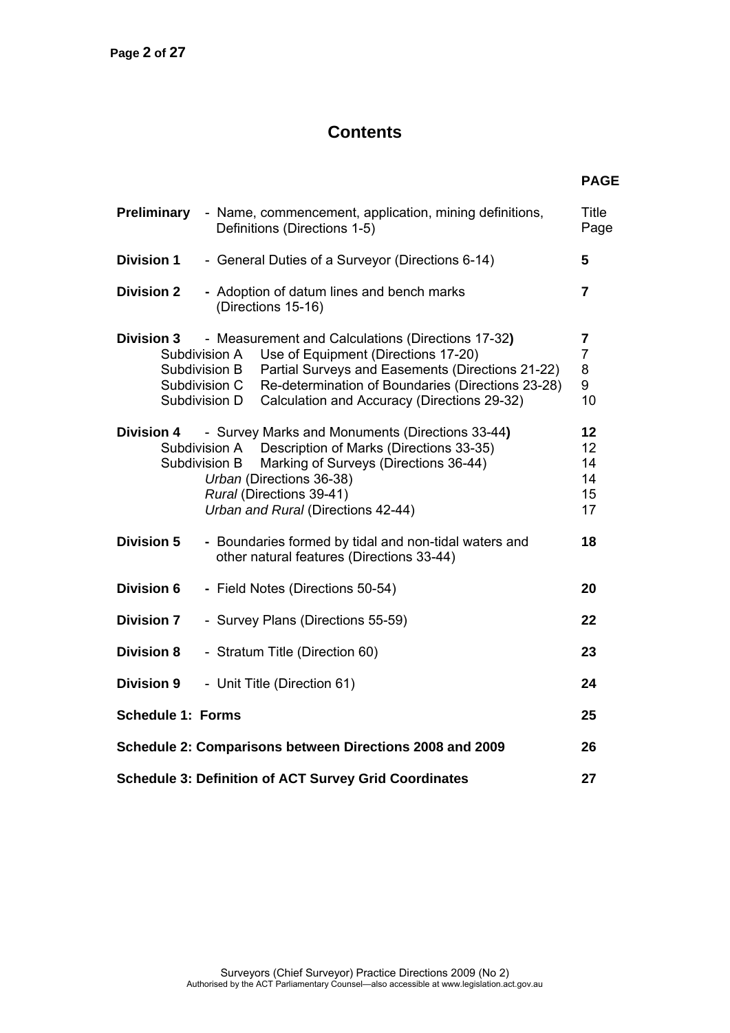# Contents

| | | PAGE |
|---|---|---|
| **Preliminary** | - Name, commencement, application, mining definitions, Definitions (Directions 1-5) | Title Page |
| **Division 1** | - General Duties of a Surveyor (Directions 6-14) | **5** |
| **Division 2** | **-** Adoption of datum lines and bench marks (Directions 15-16) | **7** |
| **Division 3** | - Measurement and Calculations (Directions 17-32**)** | **7** |
| Subdivision A | Use of Equipment (Directions 17-20) | 7 |
| Subdivision B | Partial Surveys and Easements (Directions 21-22) | 8 |
| Subdivision C | Re-determination of Boundaries (Directions 23-28) | 9 |
| Subdivision D | Calculation and Accuracy (Directions 29-32) | 10 |
| **Division 4** | - Survey Marks and Monuments (Directions 33-44**)** | **12** |
| Subdivision A | Description of Marks (Directions 33-35) | 12 |
| Subdivision B | Marking of Surveys (Directions 36-44) | 14 |
| | *Urban* (Directions 36-38) | 14 |
| | *Rural* (Directions 39-41) | 15 |
| | *Urban and Rural* (Directions 42-44) | 17 |
| **Division 5** | **-** Boundaries formed by tidal and non-tidal waters and other natural features (Directions 33-44) | **18** |
| **Division 6** | **-** Field Notes (Directions 50-54) | **20** |
| **Division 7** | - Survey Plans (Directions 55-59) | **22** |
| **Division 8** | - Stratum Title (Direction 60) | **23** |
| **Division 9** | - Unit Title (Direction 61) | **24** |
| **Schedule 1: Forms** | | **25** |
| **Schedule 2: Comparisons between Directions 2008 and 2009** | | **26** |
| **Schedule 3: Definition of ACT Survey Grid Coordinates** | | **27** |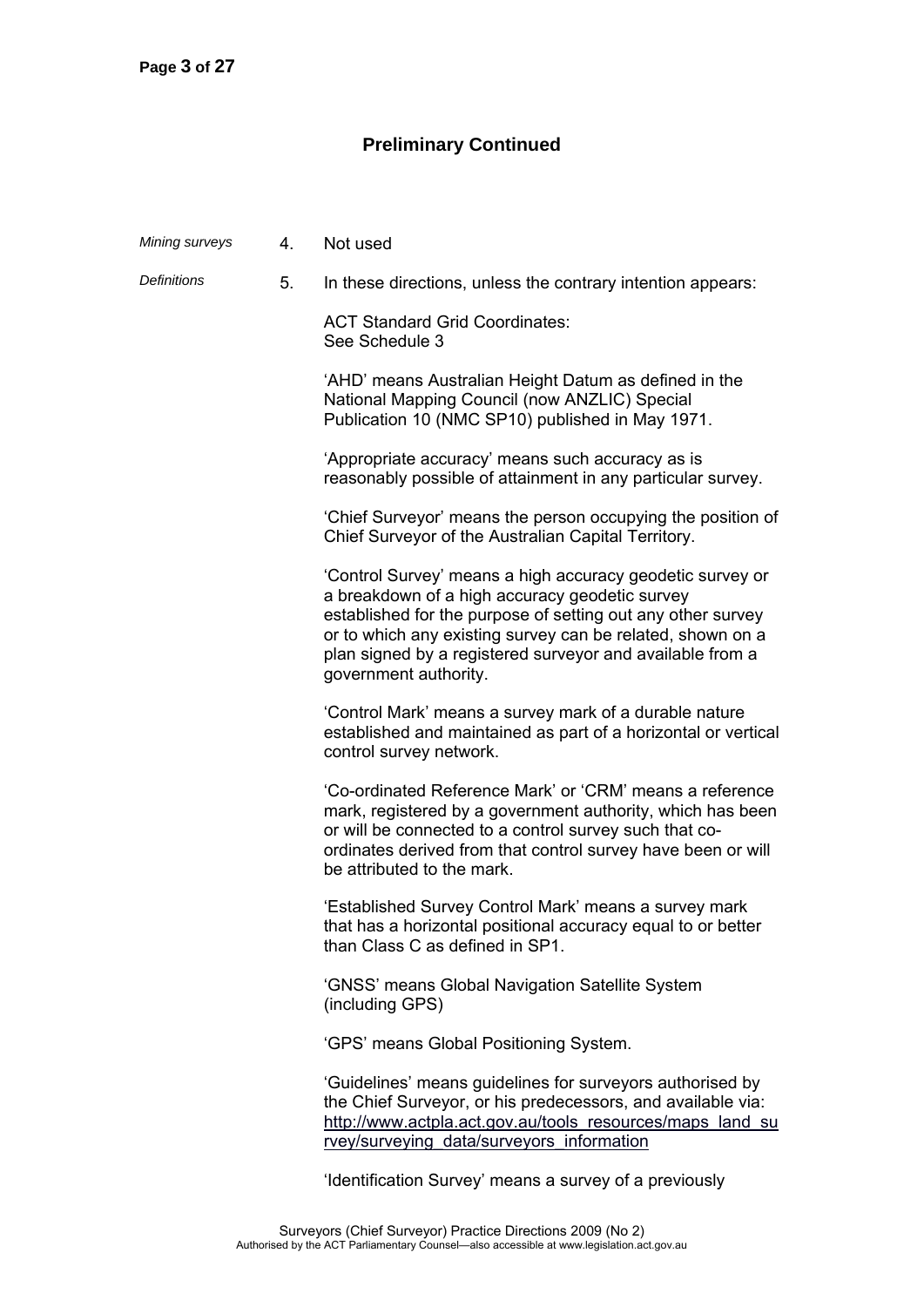## Preliminary Continued

*Mining surveys* 4. Not used

*Definitions* 5. In these directions, unless the contrary intention appears:

ACT Standard Grid Coordinates:
See Schedule 3

'AHD' means Australian Height Datum as defined in the National Mapping Council (now ANZLIC) Special Publication 10 (NMC SP10) published in May 1971.

'Appropriate accuracy' means such accuracy as is reasonably possible of attainment in any particular survey.

'Chief Surveyor' means the person occupying the position of Chief Surveyor of the Australian Capital Territory.

'Control Survey' means a high accuracy geodetic survey or a breakdown of a high accuracy geodetic survey established for the purpose of setting out any other survey or to which any existing survey can be related, shown on a plan signed by a registered surveyor and available from a government authority.

'Control Mark' means a survey mark of a durable nature established and maintained as part of a horizontal or vertical control survey network.

'Co-ordinated Reference Mark' or 'CRM' means a reference mark, registered by a government authority, which has been or will be connected to a control survey such that co-ordinates derived from that control survey have been or will be attributed to the mark.

'Established Survey Control Mark' means a survey mark that has a horizontal positional accuracy equal to or better than Class C as defined in SP1.

'GNSS' means Global Navigation Satellite System (including GPS)

'GPS' means Global Positioning System.

'Guidelines' means guidelines for surveyors authorised by the Chief Surveyor, or his predecessors, and available via: http://www.actpla.act.gov.au/tools_resources/maps_land_survey/surveying_data/surveyors_information

'Identification Survey' means a survey of a previously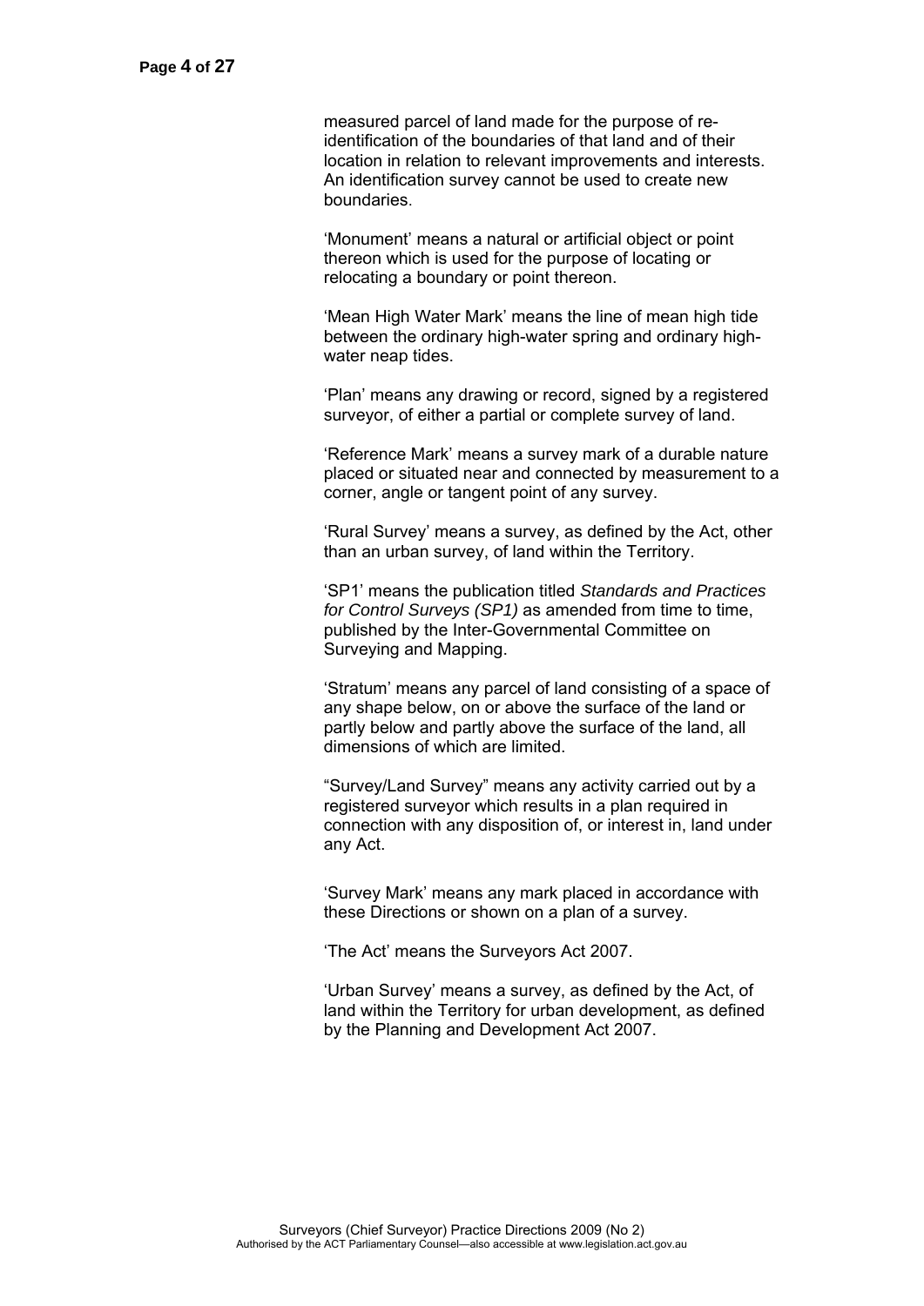measured parcel of land made for the purpose of re-identification of the boundaries of that land and of their location in relation to relevant improvements and interests. An identification survey cannot be used to create new boundaries.

'Monument' means a natural or artificial object or point thereon which is used for the purpose of locating or relocating a boundary or point thereon.

'Mean High Water Mark' means the line of mean high tide between the ordinary high-water spring and ordinary high-water neap tides.

'Plan' means any drawing or record, signed by a registered surveyor, of either a partial or complete survey of land.

'Reference Mark' means a survey mark of a durable nature placed or situated near and connected by measurement to a corner, angle or tangent point of any survey.

'Rural Survey' means a survey, as defined by the Act, other than an urban survey, of land within the Territory.

'SP1' means the publication titled *Standards and Practices for Control Surveys (SP1)* as amended from time to time, published by the Inter-Governmental Committee on Surveying and Mapping.

'Stratum' means any parcel of land consisting of a space of any shape below, on or above the surface of the land or partly below and partly above the surface of the land, all dimensions of which are limited.

"Survey/Land Survey" means any activity carried out by a registered surveyor which results in a plan required in connection with any disposition of, or interest in, land under any Act.

'Survey Mark' means any mark placed in accordance with these Directions or shown on a plan of a survey.

'The Act' means the Surveyors Act 2007.

'Urban Survey' means a survey, as defined by the Act, of land within the Territory for urban development, as defined by the Planning and Development Act 2007.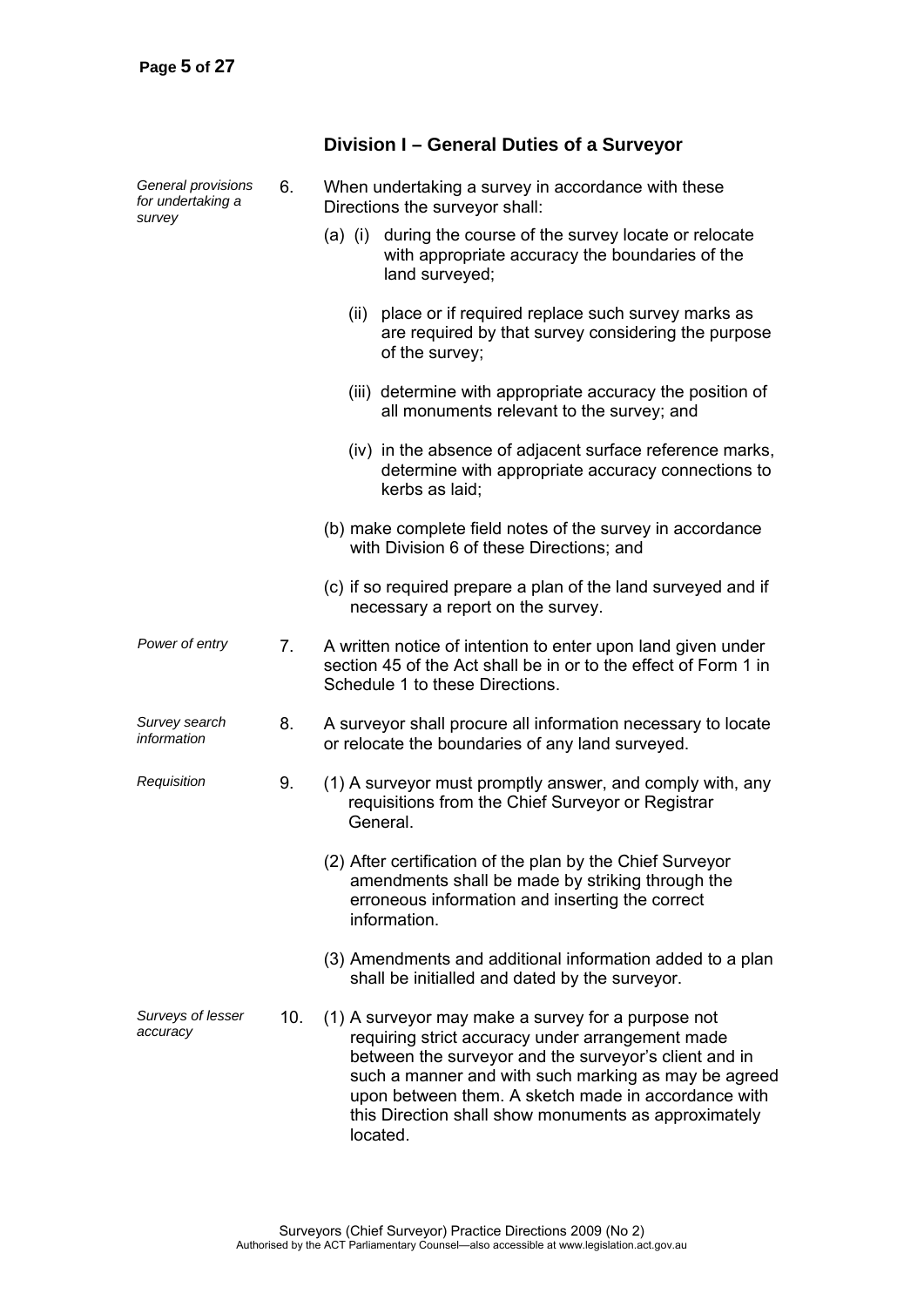## Division I – General Duties of a Surveyor

*General provisions for undertaking a survey*

6. When undertaking a survey in accordance with these Directions the surveyor shall:

   (a) (i) during the course of the survey locate or relocate with appropriate accuracy the boundaries of the land surveyed;

   (ii) place or if required replace such survey marks as are required by that survey considering the purpose of the survey;

   (iii) determine with appropriate accuracy the position of all monuments relevant to the survey; and

   (iv) in the absence of adjacent surface reference marks, determine with appropriate accuracy connections to kerbs as laid;

   (b) make complete field notes of the survey in accordance with Division 6 of these Directions; and

   (c) if so required prepare a plan of the land surveyed and if necessary a report on the survey.

*Power of entry*

7. A written notice of intention to enter upon land given under section 45 of the Act shall be in or to the effect of Form 1 in Schedule 1 to these Directions.

*Survey search information*

8. A surveyor shall procure all information necessary to locate or relocate the boundaries of any land surveyed.

*Requisition*

9. (1) A surveyor must promptly answer, and comply with, any requisitions from the Chief Surveyor or Registrar General.

   (2) After certification of the plan by the Chief Surveyor amendments shall be made by striking through the erroneous information and inserting the correct information.

   (3) Amendments and additional information added to a plan shall be initialled and dated by the surveyor.

*Surveys of lesser accuracy*

10. (1) A surveyor may make a survey for a purpose not requiring strict accuracy under arrangement made between the surveyor and the surveyor's client and in such a manner and with such marking as may be agreed upon between them. A sketch made in accordance with this Direction shall show monuments as approximately located.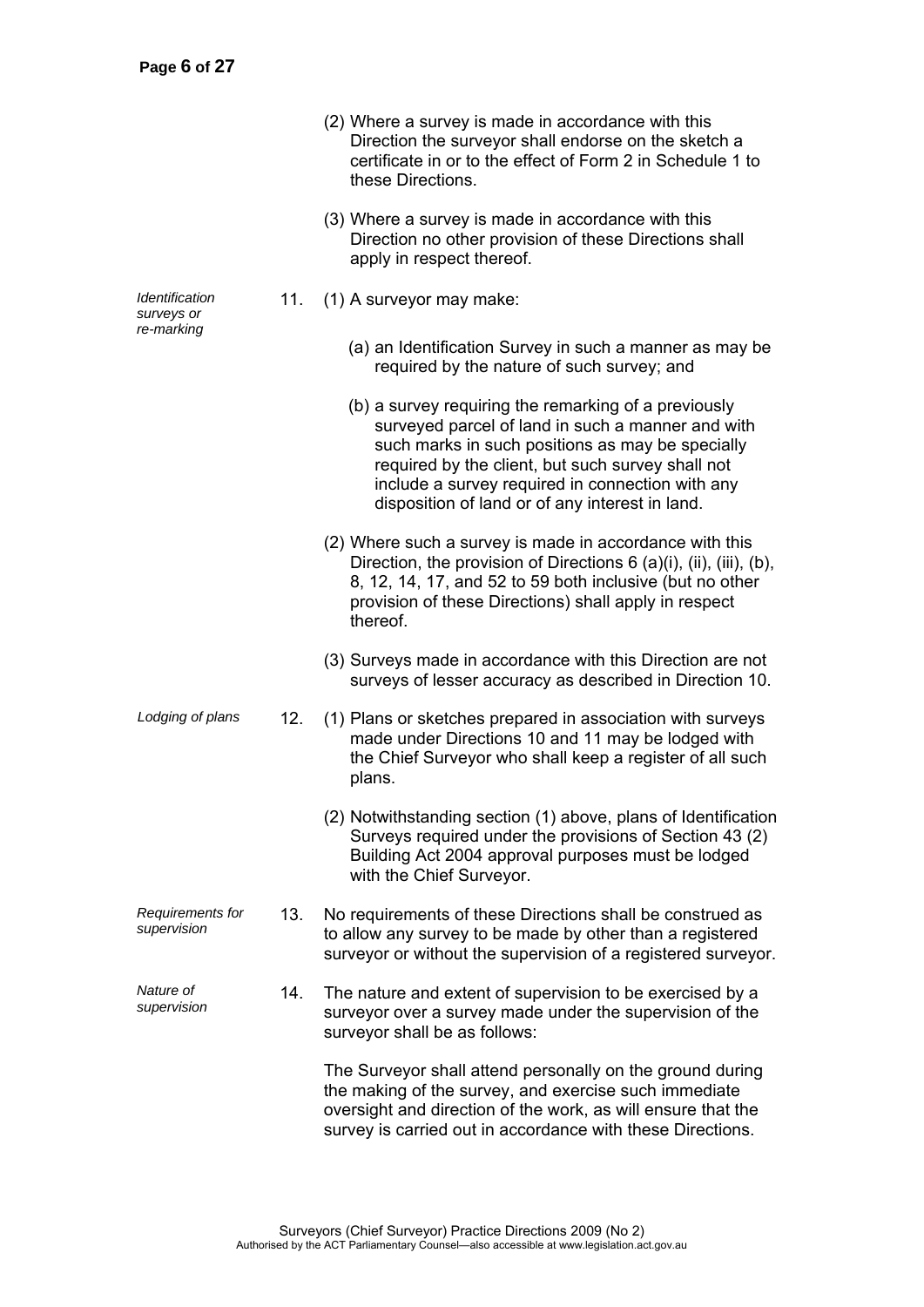(2) Where a survey is made in accordance with this Direction the surveyor shall endorse on the sketch a certificate in or to the effect of Form 2 in Schedule 1 to these Directions.

(3) Where a survey is made in accordance with this Direction no other provision of these Directions shall apply in respect thereof.

*Identification surveys or re-marking*

11. (1) A surveyor may make:

(a) an Identification Survey in such a manner as may be required by the nature of such survey; and

(b) a survey requiring the remarking of a previously surveyed parcel of land in such a manner and with such marks in such positions as may be specially required by the client, but such survey shall not include a survey required in connection with any disposition of land or of any interest in land.

(2) Where such a survey is made in accordance with this Direction, the provision of Directions 6 (a)(i), (ii), (iii), (b), 8, 12, 14, 17, and 52 to 59 both inclusive (but no other provision of these Directions) shall apply in respect thereof.

(3) Surveys made in accordance with this Direction are not surveys of lesser accuracy as described in Direction 10.

*Lodging of plans*

12. (1) Plans or sketches prepared in association with surveys made under Directions 10 and 11 may be lodged with the Chief Surveyor who shall keep a register of all such plans.

(2) Notwithstanding section (1) above, plans of Identification Surveys required under the provisions of Section 43 (2) Building Act 2004 approval purposes must be lodged with the Chief Surveyor.

*Requirements for supervision*

13. No requirements of these Directions shall be construed as to allow any survey to be made by other than a registered surveyor or without the supervision of a registered surveyor.

*Nature of supervision*

14. The nature and extent of supervision to be exercised by a surveyor over a survey made under the supervision of the surveyor shall be as follows:

The Surveyor shall attend personally on the ground during the making of the survey, and exercise such immediate oversight and direction of the work, as will ensure that the survey is carried out in accordance with these Directions.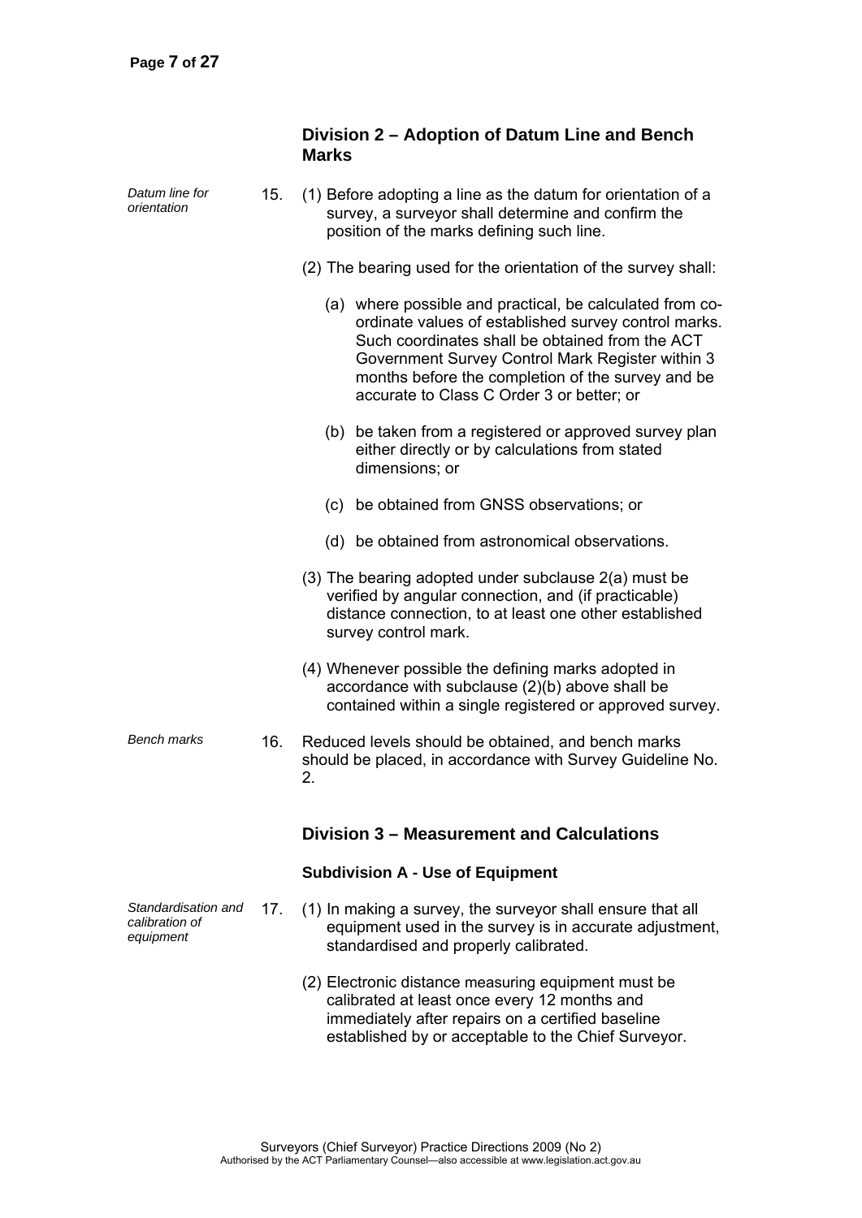## Division 2 – Adoption of Datum Line and Bench Marks

*Datum line for orientation*

15. (1) Before adopting a line as the datum for orientation of a survey, a surveyor shall determine and confirm the position of the marks defining such line.

(2) The bearing used for the orientation of the survey shall:

(a) where possible and practical, be calculated from co-ordinate values of established survey control marks. Such coordinates shall be obtained from the ACT Government Survey Control Mark Register within 3 months before the completion of the survey and be accurate to Class C Order 3 or better; or

(b) be taken from a registered or approved survey plan either directly or by calculations from stated dimensions; or

(c) be obtained from GNSS observations; or

(d) be obtained from astronomical observations.

(3) The bearing adopted under subclause 2(a) must be verified by angular connection, and (if practicable) distance connection, to at least one other established survey control mark.

(4) Whenever possible the defining marks adopted in accordance with subclause (2)(b) above shall be contained within a single registered or approved survey.

*Bench marks*

16. Reduced levels should be obtained, and bench marks should be placed, in accordance with Survey Guideline No. 2.

## Division 3 – Measurement and Calculations

### Subdivision A - Use of Equipment

*Standardisation and calibration of equipment*

17. (1) In making a survey, the surveyor shall ensure that all equipment used in the survey is in accurate adjustment, standardised and properly calibrated.

(2) Electronic distance measuring equipment must be calibrated at least once every 12 months and immediately after repairs on a certified baseline established by or acceptable to the Chief Surveyor.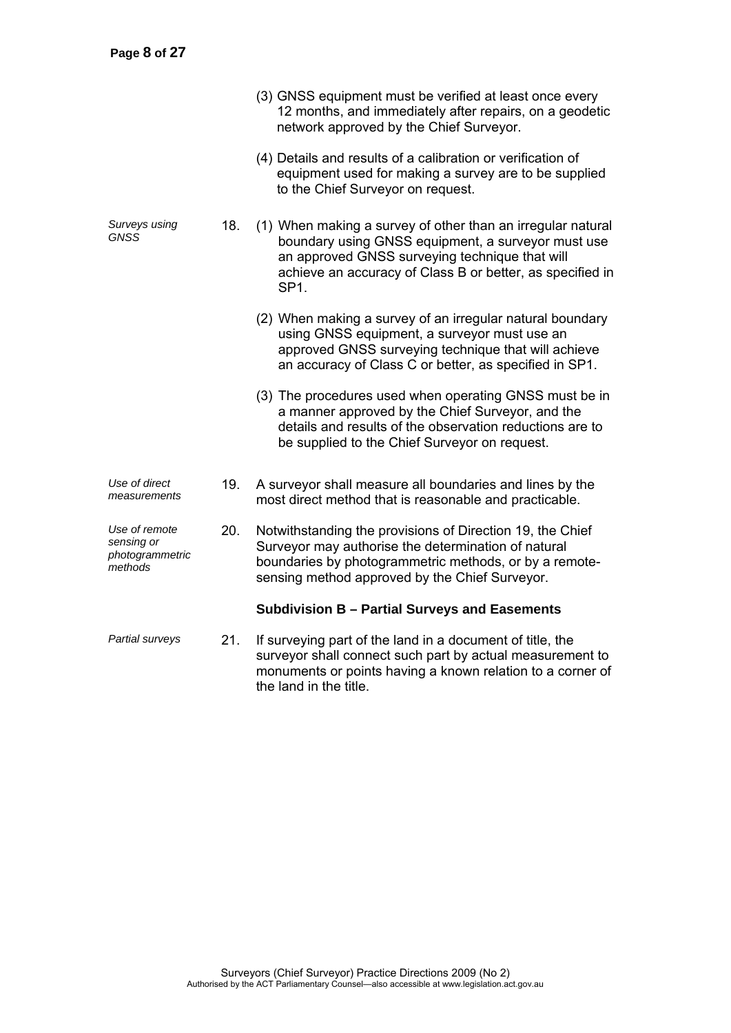(3) GNSS equipment must be verified at least once every 12 months, and immediately after repairs, on a geodetic network approved by the Chief Surveyor.

(4) Details and results of a calibration or verification of equipment used for making a survey are to be supplied to the Chief Surveyor on request.

*Surveys using GNSS*

18. (1) When making a survey of other than an irregular natural boundary using GNSS equipment, a surveyor must use an approved GNSS surveying technique that will achieve an accuracy of Class B or better, as specified in SP1.

(2) When making a survey of an irregular natural boundary using GNSS equipment, a surveyor must use an approved GNSS surveying technique that will achieve an accuracy of Class C or better, as specified in SP1.

(3) The procedures used when operating GNSS must be in a manner approved by the Chief Surveyor, and the details and results of the observation reductions are to be supplied to the Chief Surveyor on request.

*Use of direct measurements*

19. A surveyor shall measure all boundaries and lines by the most direct method that is reasonable and practicable.

*Use of remote sensing or photogrammetric methods*

20. Notwithstanding the provisions of Direction 19, the Chief Surveyor may authorise the determination of natural boundaries by photogrammetric methods, or by a remote-sensing method approved by the Chief Surveyor.

### Subdivision B – Partial Surveys and Easements

*Partial surveys*

21. If surveying part of the land in a document of title, the surveyor shall connect such part by actual measurement to monuments or points having a known relation to a corner of the land in the title.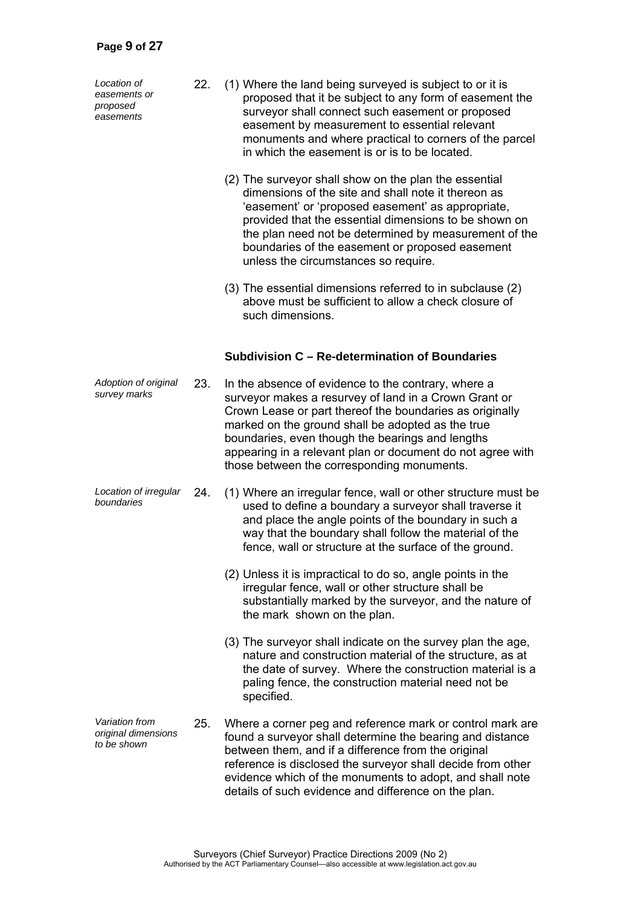*Location of easements or proposed easements*

22. (1) Where the land being surveyed is subject to or it is proposed that it be subject to any form of easement the surveyor shall connect such easement or proposed easement by measurement to essential relevant monuments and where practical to corners of the parcel in which the easement is or is to be located.

(2) The surveyor shall show on the plan the essential dimensions of the site and shall note it thereon as 'easement' or 'proposed easement' as appropriate, provided that the essential dimensions to be shown on the plan need not be determined by measurement of the boundaries of the easement or proposed easement unless the circumstances so require.

(3) The essential dimensions referred to in subclause (2) above must be sufficient to allow a check closure of such dimensions.

### Subdivision C – Re-determination of Boundaries

*Adoption of original survey marks*

23. In the absence of evidence to the contrary, where a surveyor makes a resurvey of land in a Crown Grant or Crown Lease or part thereof the boundaries as originally marked on the ground shall be adopted as the true boundaries, even though the bearings and lengths appearing in a relevant plan or document do not agree with those between the corresponding monuments.

*Location of irregular boundaries*

24. (1) Where an irregular fence, wall or other structure must be used to define a boundary a surveyor shall traverse it and place the angle points of the boundary in such a way that the boundary shall follow the material of the fence, wall or structure at the surface of the ground.

(2) Unless it is impractical to do so, angle points in the irregular fence, wall or other structure shall be substantially marked by the surveyor, and the nature of the mark shown on the plan.

(3) The surveyor shall indicate on the survey plan the age, nature and construction material of the structure, as at the date of survey. Where the construction material is a paling fence, the construction material need not be specified.

*Variation from original dimensions to be shown*

25. Where a corner peg and reference mark or control mark are found a surveyor shall determine the bearing and distance between them, and if a difference from the original reference is disclosed the surveyor shall decide from other evidence which of the monuments to adopt, and shall note details of such evidence and difference on the plan.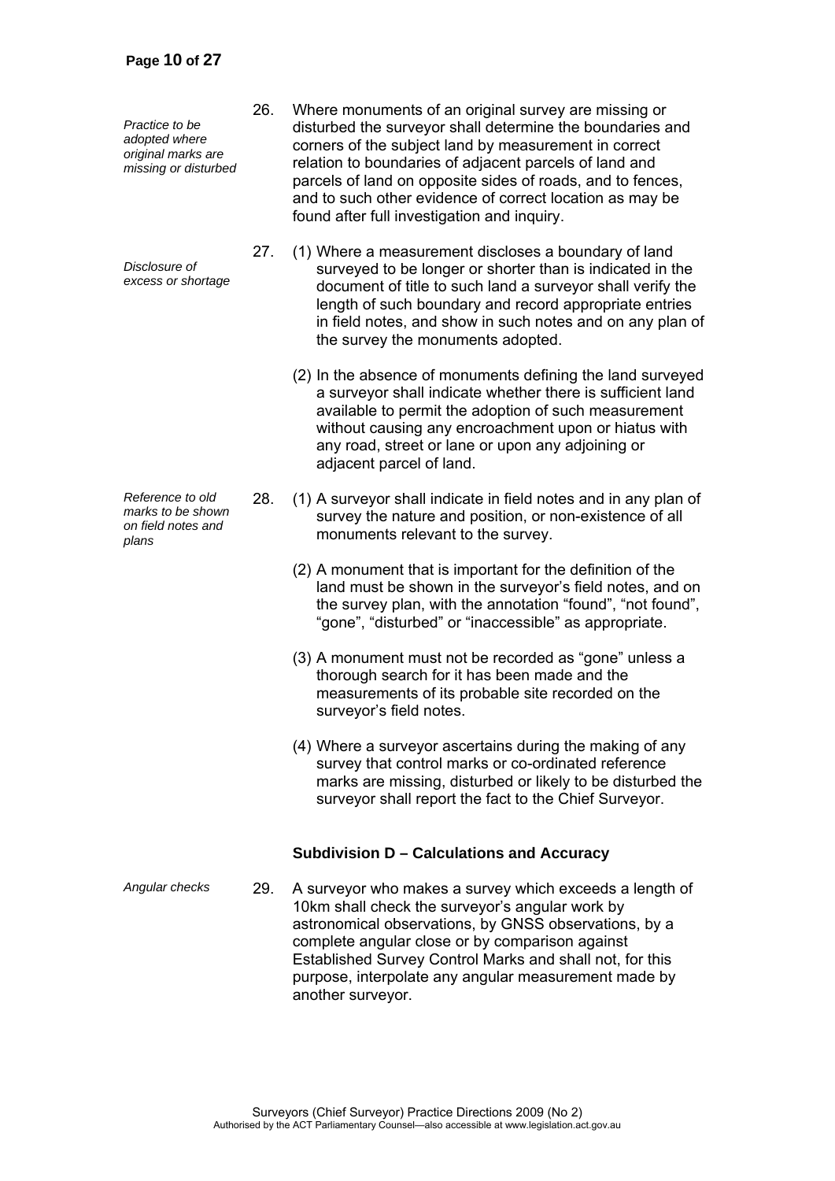*Practice to be adopted where original marks are missing or disturbed*

26. Where monuments of an original survey are missing or disturbed the surveyor shall determine the boundaries and corners of the subject land by measurement in correct relation to boundaries of adjacent parcels of land and parcels of land on opposite sides of roads, and to fences, and to such other evidence of correct location as may be found after full investigation and inquiry.

*Disclosure of excess or shortage*

27. (1) Where a measurement discloses a boundary of land surveyed to be longer or shorter than is indicated in the document of title to such land a surveyor shall verify the length of such boundary and record appropriate entries in field notes, and show in such notes and on any plan of the survey the monuments adopted.

(2) In the absence of monuments defining the land surveyed a surveyor shall indicate whether there is sufficient land available to permit the adoption of such measurement without causing any encroachment upon or hiatus with any road, street or lane or upon any adjoining or adjacent parcel of land.

*Reference to old marks to be shown on field notes and plans*

28. (1) A surveyor shall indicate in field notes and in any plan of survey the nature and position, or non-existence of all monuments relevant to the survey.

(2) A monument that is important for the definition of the land must be shown in the surveyor's field notes, and on the survey plan, with the annotation "found", "not found", "gone", "disturbed" or "inaccessible" as appropriate.

(3) A monument must not be recorded as "gone" unless a thorough search for it has been made and the measurements of its probable site recorded on the surveyor's field notes.

(4) Where a surveyor ascertains during the making of any survey that control marks or co-ordinated reference marks are missing, disturbed or likely to be disturbed the surveyor shall report the fact to the Chief Surveyor.

### Subdivision D – Calculations and Accuracy

*Angular checks*

29. A surveyor who makes a survey which exceeds a length of 10km shall check the surveyor's angular work by astronomical observations, by GNSS observations, by a complete angular close or by comparison against Established Survey Control Marks and shall not, for this purpose, interpolate any angular measurement made by another surveyor.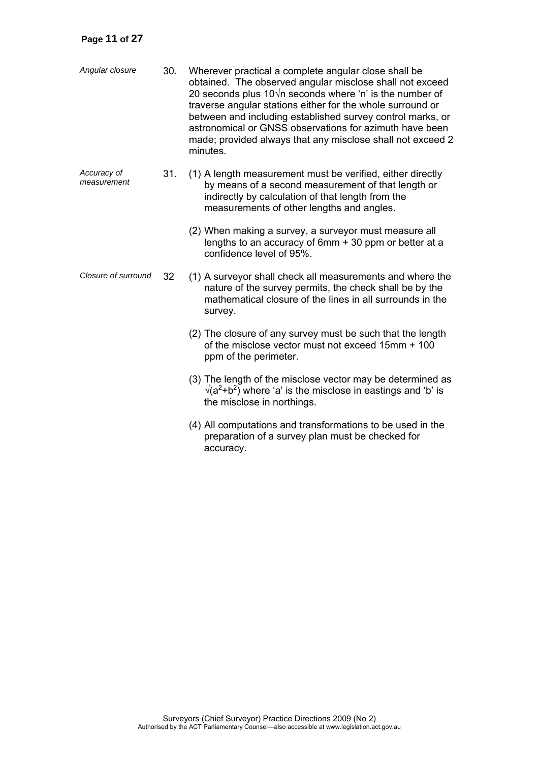*Angular closure*

30. Wherever practical a complete angular close shall be obtained. The observed angular misclose shall not exceed 20 seconds plus $10\sqrt{n}$ seconds where 'n' is the number of traverse angular stations either for the whole surround or between and including established survey control marks, or astronomical or GNSS observations for azimuth have been made; provided always that any misclose shall not exceed 2 minutes.

*Accuracy of measurement*

31. (1) A length measurement must be verified, either directly by means of a second measurement of that length or indirectly by calculation of that length from the measurements of other lengths and angles.

    (2) When making a survey, a surveyor must measure all lengths to an accuracy of 6mm + 30 ppm or better at a confidence level of 95%.

*Closure of surround*

32 (1) A surveyor shall check all measurements and where the nature of the survey permits, the check shall be by the mathematical closure of the lines in all surrounds in the survey.

   (2) The closure of any survey must be such that the length of the misclose vector must not exceed 15mm + 100 ppm of the perimeter.

   (3) The length of the misclose vector may be determined as $\sqrt{(a^2+b^2)}$ where 'a' is the misclose in eastings and 'b' is the misclose in northings.

   (4) All computations and transformations to be used in the preparation of a survey plan must be checked for accuracy.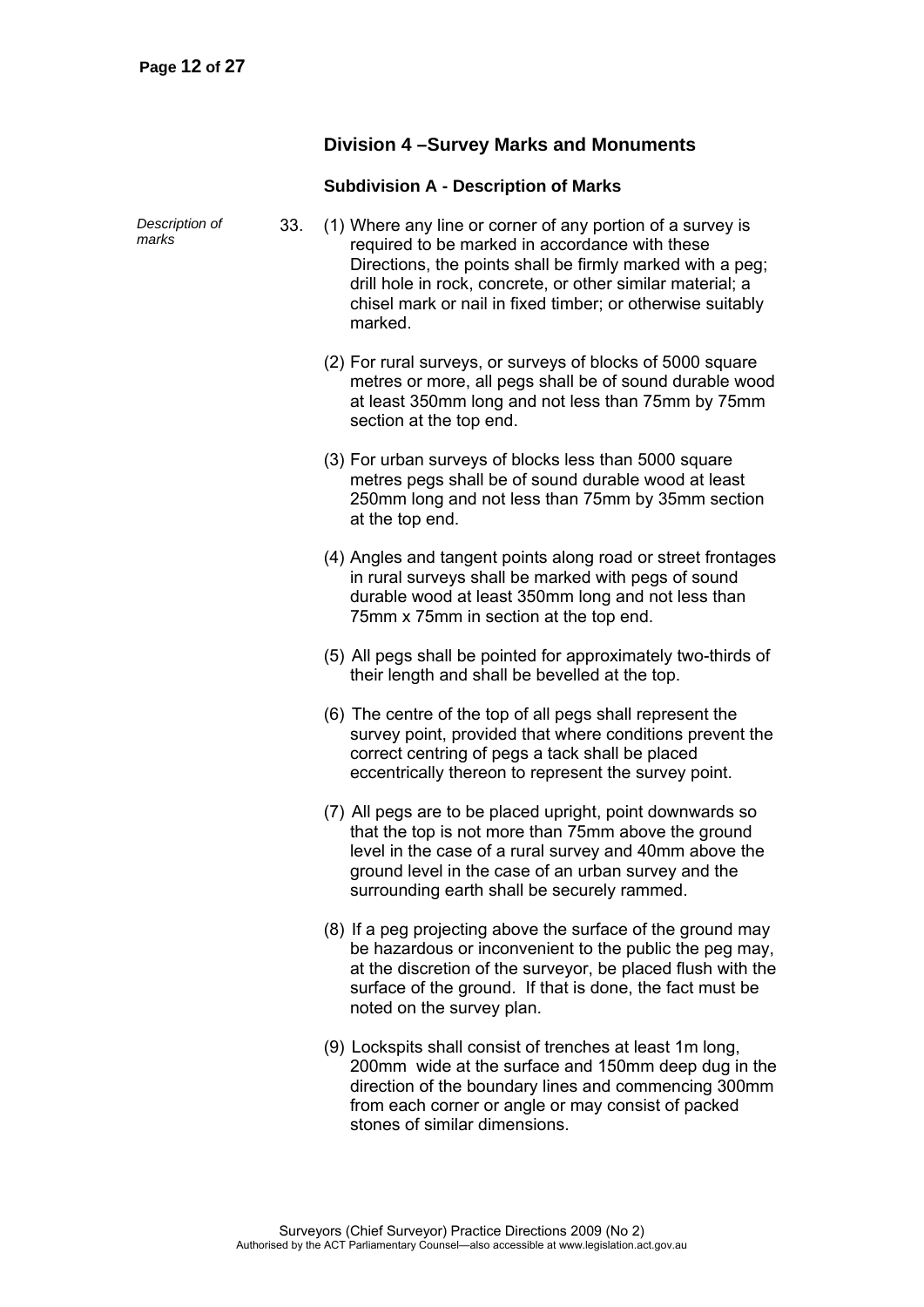## Division 4 –Survey Marks and Monuments

### Subdivision A - Description of Marks

*Description of marks*

33. (1) Where any line or corner of any portion of a survey is required to be marked in accordance with these Directions, the points shall be firmly marked with a peg; drill hole in rock, concrete, or other similar material; a chisel mark or nail in fixed timber; or otherwise suitably marked.

(2) For rural surveys, or surveys of blocks of 5000 square metres or more, all pegs shall be of sound durable wood at least 350mm long and not less than 75mm by 75mm section at the top end.

(3) For urban surveys of blocks less than 5000 square metres pegs shall be of sound durable wood at least 250mm long and not less than 75mm by 35mm section at the top end.

(4) Angles and tangent points along road or street frontages in rural surveys shall be marked with pegs of sound durable wood at least 350mm long and not less than 75mm x 75mm in section at the top end.

(5) All pegs shall be pointed for approximately two-thirds of their length and shall be bevelled at the top.

(6) The centre of the top of all pegs shall represent the survey point, provided that where conditions prevent the correct centring of pegs a tack shall be placed eccentrically thereon to represent the survey point.

(7) All pegs are to be placed upright, point downwards so that the top is not more than 75mm above the ground level in the case of a rural survey and 40mm above the ground level in the case of an urban survey and the surrounding earth shall be securely rammed.

(8) If a peg projecting above the surface of the ground may be hazardous or inconvenient to the public the peg may, at the discretion of the surveyor, be placed flush with the surface of the ground. If that is done, the fact must be noted on the survey plan.

(9) Lockspits shall consist of trenches at least 1m long, 200mm wide at the surface and 150mm deep dug in the direction of the boundary lines and commencing 300mm from each corner or angle or may consist of packed stones of similar dimensions.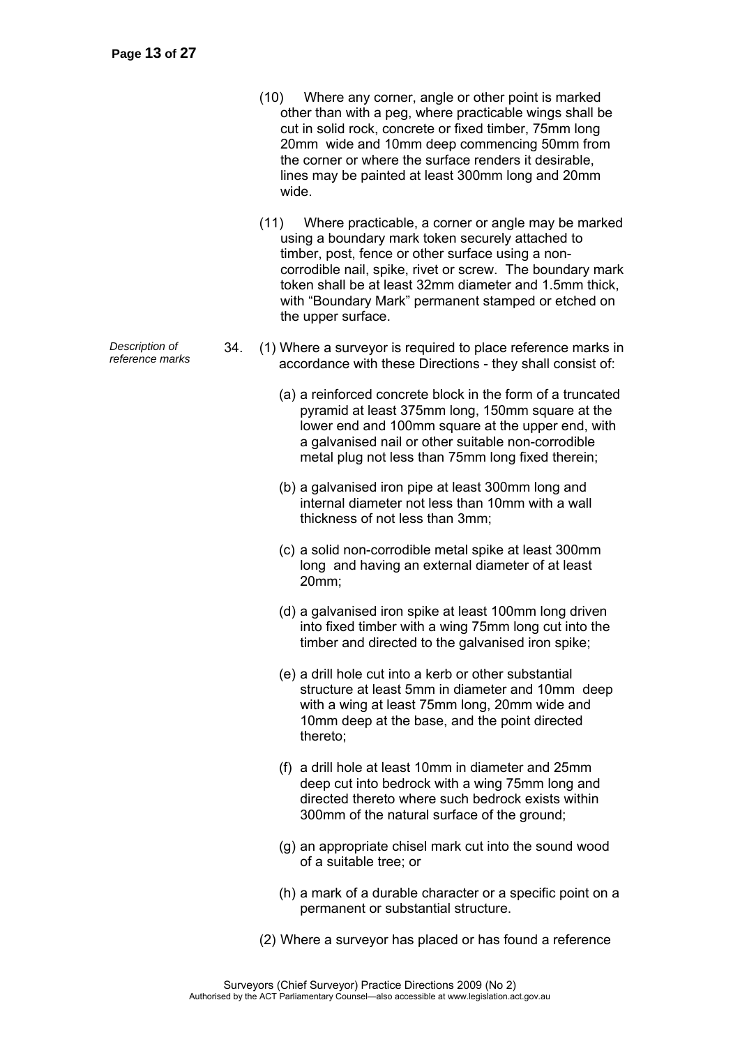(10) Where any corner, angle or other point is marked other than with a peg, where practicable wings shall be cut in solid rock, concrete or fixed timber, 75mm long 20mm wide and 10mm deep commencing 50mm from the corner or where the surface renders it desirable, lines may be painted at least 300mm long and 20mm wide.

(11) Where practicable, a corner or angle may be marked using a boundary mark token securely attached to timber, post, fence or other surface using a non-corrodible nail, spike, rivet or screw. The boundary mark token shall be at least 32mm diameter and 1.5mm thick, with "Boundary Mark" permanent stamped or etched on the upper surface.

*Description of reference marks*

34. (1) Where a surveyor is required to place reference marks in accordance with these Directions - they shall consist of:

(a) a reinforced concrete block in the form of a truncated pyramid at least 375mm long, 150mm square at the lower end and 100mm square at the upper end, with a galvanised nail or other suitable non-corrodible metal plug not less than 75mm long fixed therein;

(b) a galvanised iron pipe at least 300mm long and internal diameter not less than 10mm with a wall thickness of not less than 3mm;

(c) a solid non-corrodible metal spike at least 300mm long and having an external diameter of at least 20mm;

(d) a galvanised iron spike at least 100mm long driven into fixed timber with a wing 75mm long cut into the timber and directed to the galvanised iron spike;

(e) a drill hole cut into a kerb or other substantial structure at least 5mm in diameter and 10mm deep with a wing at least 75mm long, 20mm wide and 10mm deep at the base, and the point directed thereto;

(f) a drill hole at least 10mm in diameter and 25mm deep cut into bedrock with a wing 75mm long and directed thereto where such bedrock exists within 300mm of the natural surface of the ground;

(g) an appropriate chisel mark cut into the sound wood of a suitable tree; or

(h) a mark of a durable character or a specific point on a permanent or substantial structure.

(2) Where a surveyor has placed or has found a reference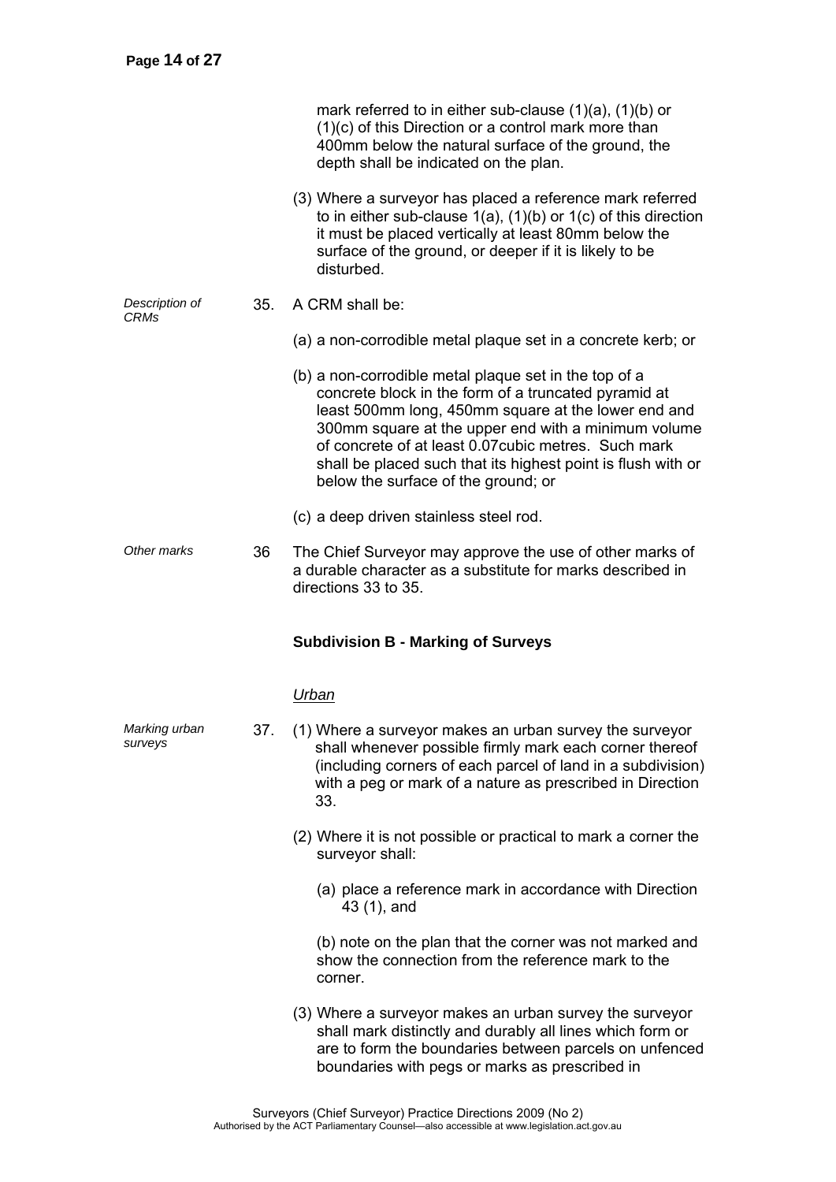mark referred to in either sub-clause (1)(a), (1)(b) or (1)(c) of this Direction or a control mark more than 400mm below the natural surface of the ground, the depth shall be indicated on the plan.

(3) Where a surveyor has placed a reference mark referred to in either sub-clause 1(a), (1)(b) or 1(c) of this direction it must be placed vertically at least 80mm below the surface of the ground, or deeper if it is likely to be disturbed.

*Description of CRMs*

35. A CRM shall be:

(a) a non-corrodible metal plaque set in a concrete kerb; or

(b) a non-corrodible metal plaque set in the top of a concrete block in the form of a truncated pyramid at least 500mm long, 450mm square at the lower end and 300mm square at the upper end with a minimum volume of concrete of at least 0.07cubic metres. Such mark shall be placed such that its highest point is flush with or below the surface of the ground; or

(c) a deep driven stainless steel rod.

*Other marks*

36 The Chief Surveyor may approve the use of other marks of a durable character as a substitute for marks described in directions 33 to 35.

**Subdivision B - Marking of Surveys**

*Urban*

*Marking urban surveys*

37. (1) Where a surveyor makes an urban survey the surveyor shall whenever possible firmly mark each corner thereof (including corners of each parcel of land in a subdivision) with a peg or mark of a nature as prescribed in Direction 33.

(2) Where it is not possible or practical to mark a corner the surveyor shall:

(a) place a reference mark in accordance with Direction 43 (1), and

(b) note on the plan that the corner was not marked and show the connection from the reference mark to the corner.

(3) Where a surveyor makes an urban survey the surveyor shall mark distinctly and durably all lines which form or are to form the boundaries between parcels on unfenced boundaries with pegs or marks as prescribed in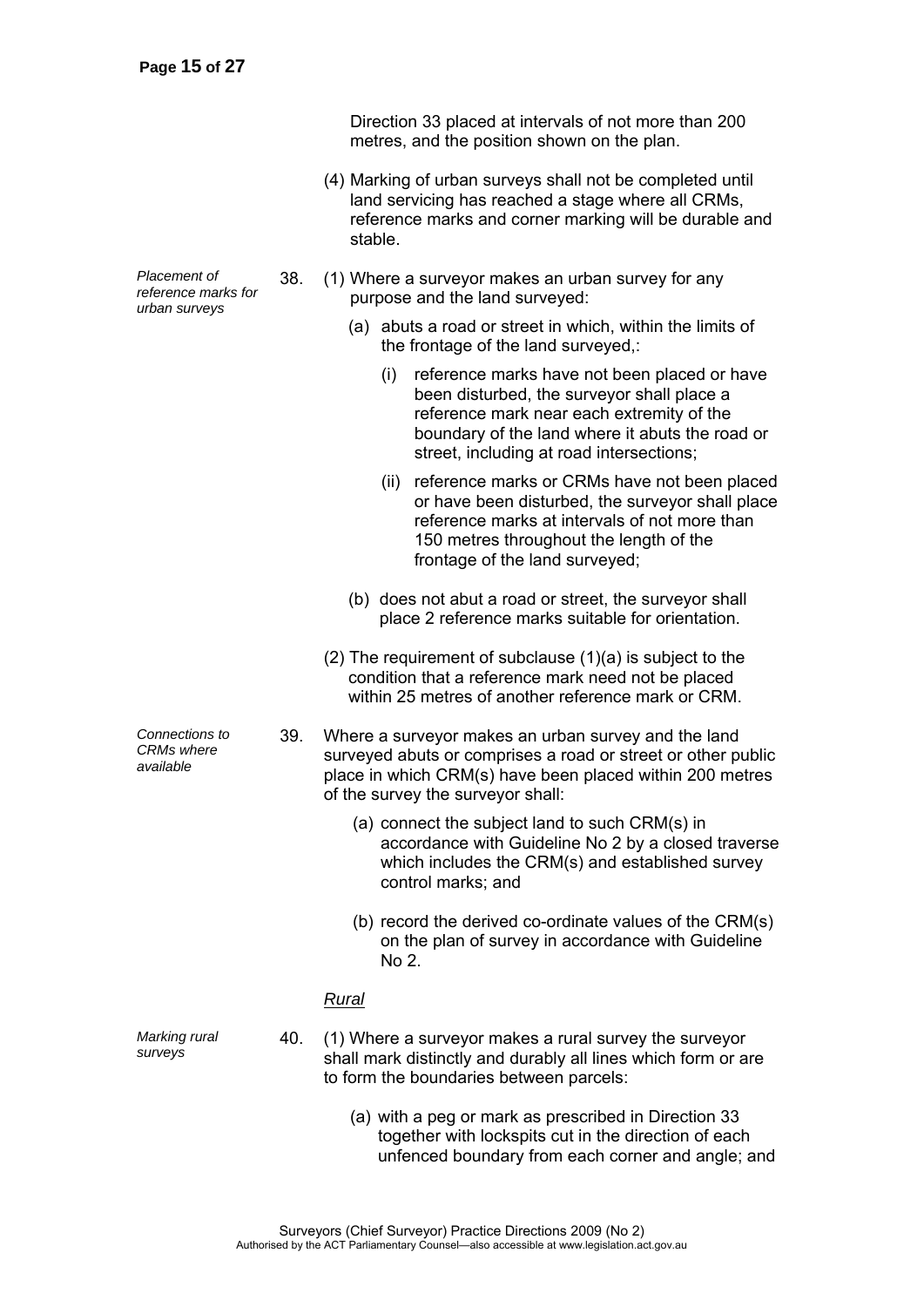Direction 33 placed at intervals of not more than 200 metres, and the position shown on the plan.

(4) Marking of urban surveys shall not be completed until land servicing has reached a stage where all CRMs, reference marks and corner marking will be durable and stable.

*Placement of reference marks for urban surveys*

38. (1) Where a surveyor makes an urban survey for any purpose and the land surveyed:

(a) abuts a road or street in which, within the limits of the frontage of the land surveyed,:

(i) reference marks have not been placed or have been disturbed, the surveyor shall place a reference mark near each extremity of the boundary of the land where it abuts the road or street, including at road intersections;

(ii) reference marks or CRMs have not been placed or have been disturbed, the surveyor shall place reference marks at intervals of not more than 150 metres throughout the length of the frontage of the land surveyed;

(b) does not abut a road or street, the surveyor shall place 2 reference marks suitable for orientation.

(2) The requirement of subclause (1)(a) is subject to the condition that a reference mark need not be placed within 25 metres of another reference mark or CRM.

*Connections to CRMs where available*

39. Where a surveyor makes an urban survey and the land surveyed abuts or comprises a road or street or other public place in which CRM(s) have been placed within 200 metres of the survey the surveyor shall:

(a) connect the subject land to such CRM(s) in accordance with Guideline No 2 by a closed traverse which includes the CRM(s) and established survey control marks; and

(b) record the derived co-ordinate values of the CRM(s) on the plan of survey in accordance with Guideline No 2.

*Rural*

*Marking rural surveys*

40. (1) Where a surveyor makes a rural survey the surveyor shall mark distinctly and durably all lines which form or are to form the boundaries between parcels:

(a) with a peg or mark as prescribed in Direction 33 together with lockspits cut in the direction of each unfenced boundary from each corner and angle; and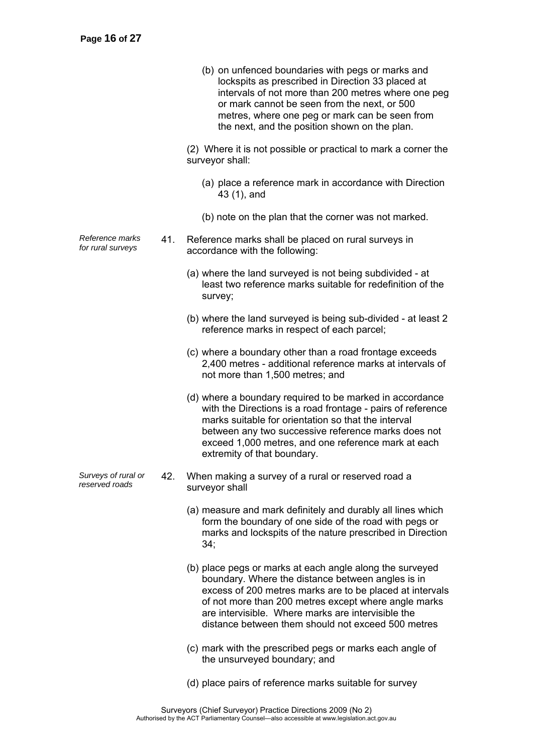(b) on unfenced boundaries with pegs or marks and lockspits as prescribed in Direction 33 placed at intervals of not more than 200 metres where one peg or mark cannot be seen from the next, or 500 metres, where one peg or mark can be seen from the next, and the position shown on the plan.

(2) Where it is not possible or practical to mark a corner the surveyor shall:

(a) place a reference mark in accordance with Direction 43 (1), and

(b) note on the plan that the corner was not marked.

*Reference marks for rural surveys*

41. Reference marks shall be placed on rural surveys in accordance with the following:

(a) where the land surveyed is not being subdivided - at least two reference marks suitable for redefinition of the survey;

(b) where the land surveyed is being sub-divided - at least 2 reference marks in respect of each parcel;

(c) where a boundary other than a road frontage exceeds 2,400 metres - additional reference marks at intervals of not more than 1,500 metres; and

(d) where a boundary required to be marked in accordance with the Directions is a road frontage - pairs of reference marks suitable for orientation so that the interval between any two successive reference marks does not exceed 1,000 metres, and one reference mark at each extremity of that boundary.

*Surveys of rural or reserved roads*

42. When making a survey of a rural or reserved road a surveyor shall

(a) measure and mark definitely and durably all lines which form the boundary of one side of the road with pegs or marks and lockspits of the nature prescribed in Direction 34;

(b) place pegs or marks at each angle along the surveyed boundary. Where the distance between angles is in excess of 200 metres marks are to be placed at intervals of not more than 200 metres except where angle marks are intervisible. Where marks are intervisible the distance between them should not exceed 500 metres

(c) mark with the prescribed pegs or marks each angle of the unsurveyed boundary; and

(d) place pairs of reference marks suitable for survey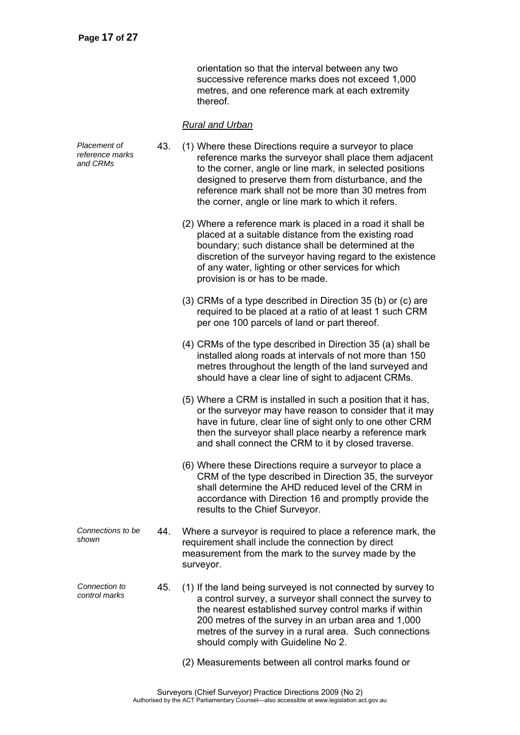orientation so that the interval between any two successive reference marks does not exceed 1,000 metres, and one reference mark at each extremity thereof.

*Rural and Urban*

*Placement of reference marks and CRMs*

43. (1) Where these Directions require a surveyor to place reference marks the surveyor shall place them adjacent to the corner, angle or line mark, in selected positions designed to preserve them from disturbance, and the reference mark shall not be more than 30 metres from the corner, angle or line mark to which it refers.

(2) Where a reference mark is placed in a road it shall be placed at a suitable distance from the existing road boundary; such distance shall be determined at the discretion of the surveyor having regard to the existence of any water, lighting or other services for which provision is or has to be made.

(3) CRMs of a type described in Direction 35 (b) or (c) are required to be placed at a ratio of at least 1 such CRM per one 100 parcels of land or part thereof.

(4) CRMs of the type described in Direction 35 (a) shall be installed along roads at intervals of not more than 150 metres throughout the length of the land surveyed and should have a clear line of sight to adjacent CRMs.

(5) Where a CRM is installed in such a position that it has, or the surveyor may have reason to consider that it may have in future, clear line of sight only to one other CRM then the surveyor shall place nearby a reference mark and shall connect the CRM to it by closed traverse.

(6) Where these Directions require a surveyor to place a CRM of the type described in Direction 35, the surveyor shall determine the AHD reduced level of the CRM in accordance with Direction 16 and promptly provide the results to the Chief Surveyor.

*Connections to be shown*

44. Where a surveyor is required to place a reference mark, the requirement shall include the connection by direct measurement from the mark to the survey made by the surveyor.

*Connection to control marks*

45. (1) If the land being surveyed is not connected by survey to a control survey, a surveyor shall connect the survey to the nearest established survey control marks if within 200 metres of the survey in an urban area and 1,000 metres of the survey in a rural area. Such connections should comply with Guideline No 2.

(2) Measurements between all control marks found or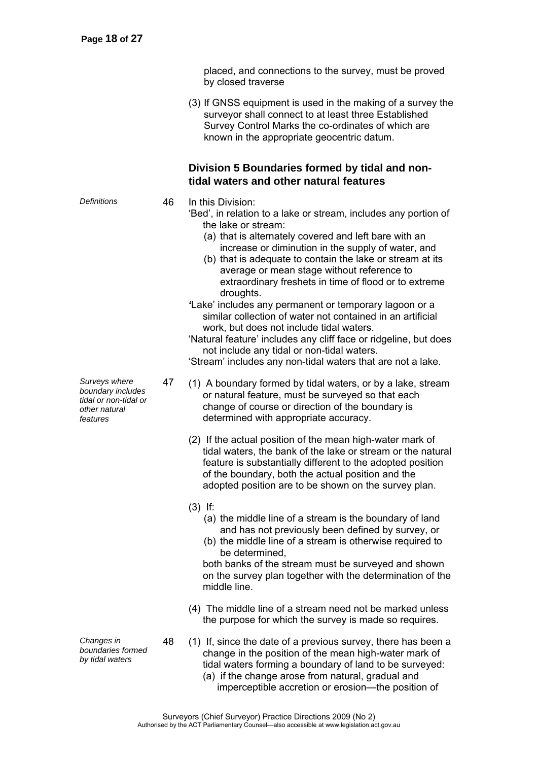placed, and connections to the survey, must be proved by closed traverse

(3) If GNSS equipment is used in the making of a survey the surveyor shall connect to at least three Established Survey Control Marks the co-ordinates of which are known in the appropriate geocentric datum.

## Division 5 Boundaries formed by tidal and non-tidal waters and other natural features

*Definitions*

**46** In this Division:

'Bed', in relation to a lake or stream, includes any portion of the lake or stream:

(a) that is alternately covered and left bare with an increase or diminution in the supply of water, and

(b) that is adequate to contain the lake or stream at its average or mean stage without reference to extraordinary freshets in time of flood or to extreme droughts.

'Lake' includes any permanent or temporary lagoon or a similar collection of water not contained in an artificial work, but does not include tidal waters.

'Natural feature' includes any cliff face or ridgeline, but does not include any tidal or non-tidal waters.

'Stream' includes any non-tidal waters that are not a lake.

*Surveys where boundary includes tidal or non-tidal or other natural features*

**47** (1) A boundary formed by tidal waters, or by a lake, stream or natural feature, must be surveyed so that each change of course or direction of the boundary is determined with appropriate accuracy.

(2) If the actual position of the mean high-water mark of tidal waters, the bank of the lake or stream or the natural feature is substantially different to the adopted position of the boundary, both the actual position and the adopted position are to be shown on the survey plan.

(3) If:

(a) the middle line of a stream is the boundary of land and has not previously been defined by survey, or

(b) the middle line of a stream is otherwise required to be determined,

both banks of the stream must be surveyed and shown on the survey plan together with the determination of the middle line.

(4) The middle line of a stream need not be marked unless the purpose for which the survey is made so requires.

*Changes in boundaries formed by tidal waters*

**48** (1) If, since the date of a previous survey, there has been a change in the position of the mean high-water mark of tidal waters forming a boundary of land to be surveyed:

(a) if the change arose from natural, gradual and imperceptible accretion or erosion—the position of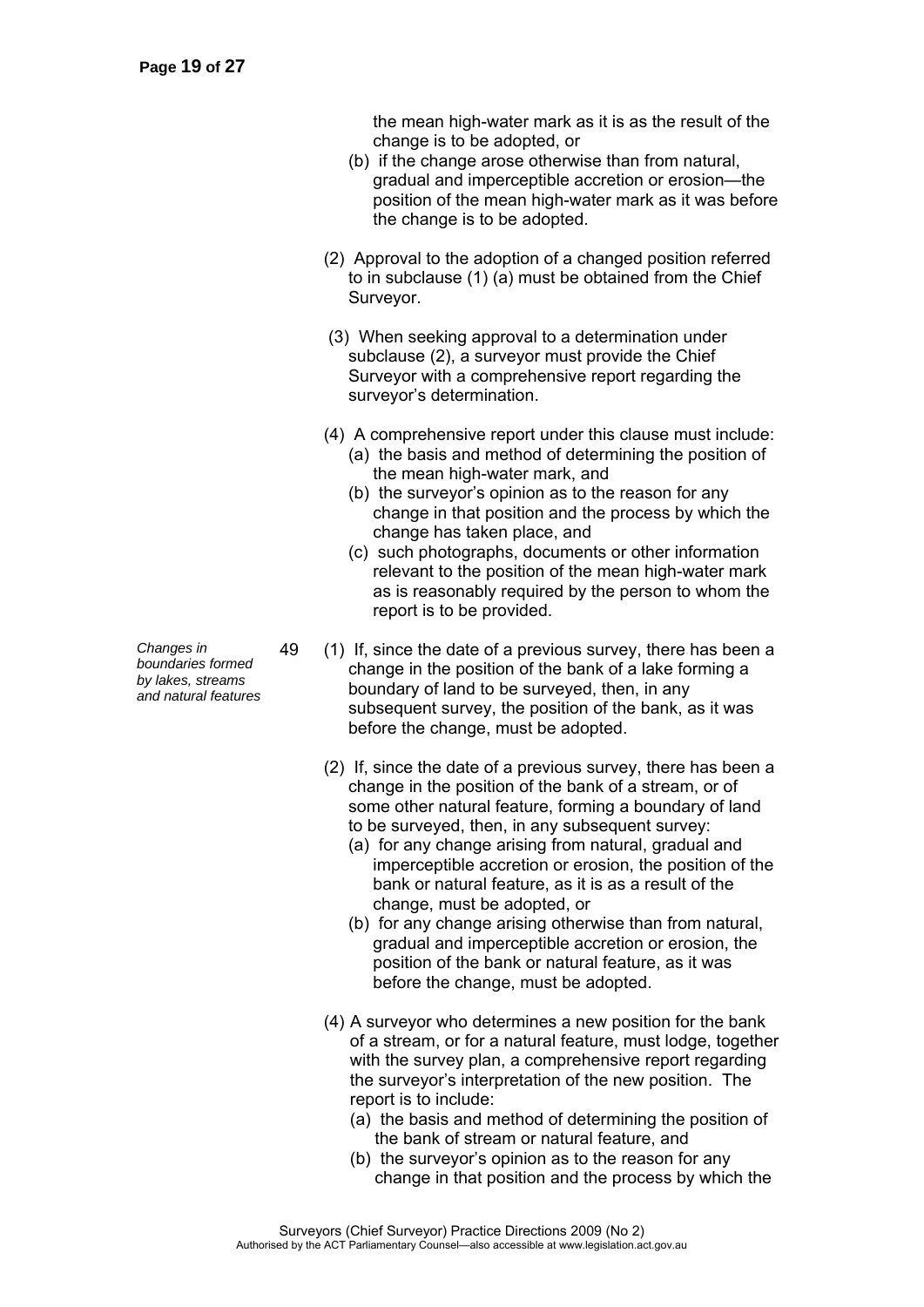the mean high-water mark as it is as the result of the change is to be adopted, or

(b) if the change arose otherwise than from natural, gradual and imperceptible accretion or erosion—the position of the mean high-water mark as it was before the change is to be adopted.

(2) Approval to the adoption of a changed position referred to in subclause (1) (a) must be obtained from the Chief Surveyor.

(3) When seeking approval to a determination under subclause (2), a surveyor must provide the Chief Surveyor with a comprehensive report regarding the surveyor's determination.

(4) A comprehensive report under this clause must include:

(a) the basis and method of determining the position of the mean high-water mark, and

(b) the surveyor's opinion as to the reason for any change in that position and the process by which the change has taken place, and

(c) such photographs, documents or other information relevant to the position of the mean high-water mark as is reasonably required by the person to whom the report is to be provided.

*Changes in boundaries formed by lakes, streams and natural features*

49 (1) If, since the date of a previous survey, there has been a change in the position of the bank of a lake forming a boundary of land to be surveyed, then, in any subsequent survey, the position of the bank, as it was before the change, must be adopted.

(2) If, since the date of a previous survey, there has been a change in the position of the bank of a stream, or of some other natural feature, forming a boundary of land to be surveyed, then, in any subsequent survey:

(a) for any change arising from natural, gradual and imperceptible accretion or erosion, the position of the bank or natural feature, as it is as a result of the change, must be adopted, or

(b) for any change arising otherwise than from natural, gradual and imperceptible accretion or erosion, the position of the bank or natural feature, as it was before the change, must be adopted.

(4) A surveyor who determines a new position for the bank of a stream, or for a natural feature, must lodge, together with the survey plan, a comprehensive report regarding the surveyor's interpretation of the new position. The report is to include:

(a) the basis and method of determining the position of the bank of stream or natural feature, and

(b) the surveyor's opinion as to the reason for any change in that position and the process by which the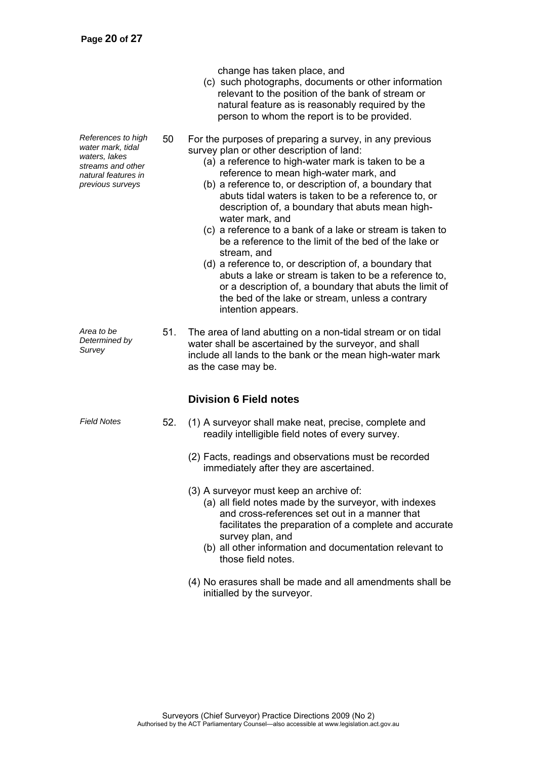change has taken place, and

(c) such photographs, documents or other information relevant to the position of the bank of stream or natural feature as is reasonably required by the person to whom the report is to be provided.

*References to high water mark, tidal waters, lakes streams and other natural features in previous surveys*

50 For the purposes of preparing a survey, in any previous survey plan or other description of land:

(a) a reference to high-water mark is taken to be a reference to mean high-water mark, and

(b) a reference to, or description of, a boundary that abuts tidal waters is taken to be a reference to, or description of, a boundary that abuts mean high-water mark, and

(c) a reference to a bank of a lake or stream is taken to be a reference to the limit of the bed of the lake or stream, and

(d) a reference to, or description of, a boundary that abuts a lake or stream is taken to be a reference to, or a description of, a boundary that abuts the limit of the bed of the lake or stream, unless a contrary intention appears.

*Area to be Determined by Survey*

51. The area of land abutting on a non-tidal stream or on tidal water shall be ascertained by the surveyor, and shall include all lands to the bank or the mean high-water mark as the case may be.

### Division 6 Field notes

*Field Notes*

52. (1) A surveyor shall make neat, precise, complete and readily intelligible field notes of every survey.

(2) Facts, readings and observations must be recorded immediately after they are ascertained.

(3) A surveyor must keep an archive of:

(a) all field notes made by the surveyor, with indexes and cross-references set out in a manner that facilitates the preparation of a complete and accurate survey plan, and

(b) all other information and documentation relevant to those field notes.

(4) No erasures shall be made and all amendments shall be initialled by the surveyor.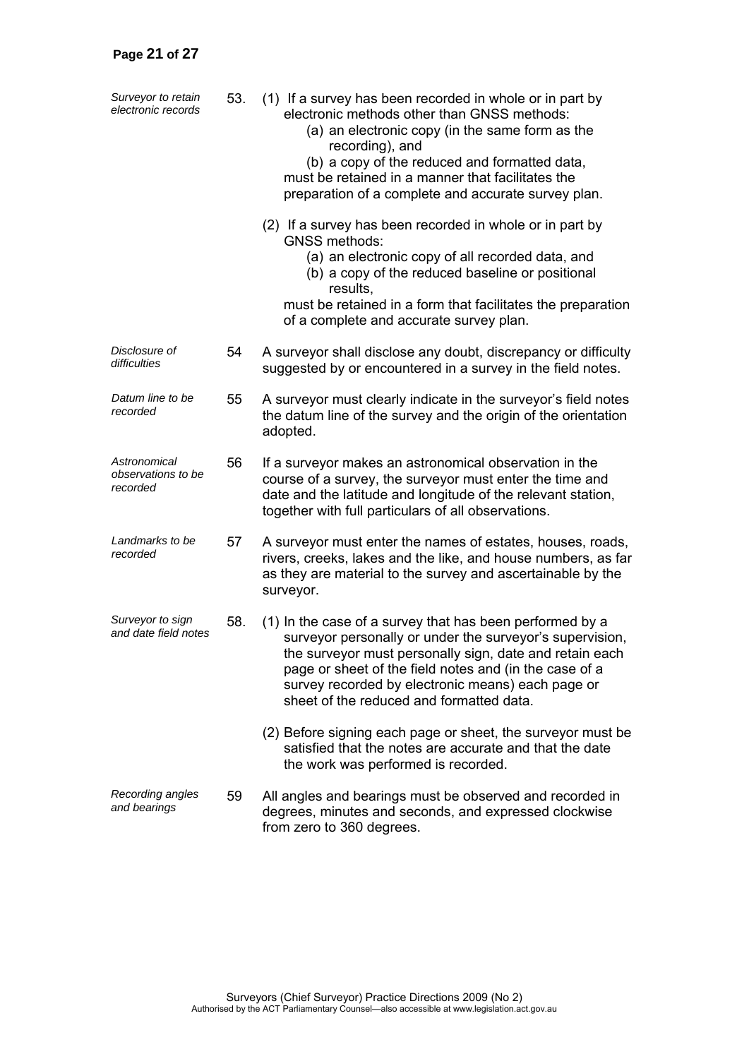*Surveyor to retain electronic records*

53. (1) If a survey has been recorded in whole or in part by electronic methods other than GNSS methods:

   (a) an electronic copy (in the same form as the recording), and

   (b) a copy of the reduced and formatted data,

   must be retained in a manner that facilitates the preparation of a complete and accurate survey plan.

   (2) If a survey has been recorded in whole or in part by GNSS methods:

   (a) an electronic copy of all recorded data, and

   (b) a copy of the reduced baseline or positional results,

   must be retained in a form that facilitates the preparation of a complete and accurate survey plan.

*Disclosure of difficulties*

54 A surveyor shall disclose any doubt, discrepancy or difficulty suggested by or encountered in a survey in the field notes.

*Datum line to be recorded*

55 A surveyor must clearly indicate in the surveyor's field notes the datum line of the survey and the origin of the orientation adopted.

*Astronomical observations to be recorded*

56 If a surveyor makes an astronomical observation in the course of a survey, the surveyor must enter the time and date and the latitude and longitude of the relevant station, together with full particulars of all observations.

*Landmarks to be recorded*

57 A surveyor must enter the names of estates, houses, roads, rivers, creeks, lakes and the like, and house numbers, as far as they are material to the survey and ascertainable by the surveyor.

*Surveyor to sign and date field notes*

58. (1) In the case of a survey that has been performed by a surveyor personally or under the surveyor's supervision, the surveyor must personally sign, date and retain each page or sheet of the field notes and (in the case of a survey recorded by electronic means) each page or sheet of the reduced and formatted data.

   (2) Before signing each page or sheet, the surveyor must be satisfied that the notes are accurate and that the date the work was performed is recorded.

*Recording angles and bearings*

59 All angles and bearings must be observed and recorded in degrees, minutes and seconds, and expressed clockwise from zero to 360 degrees.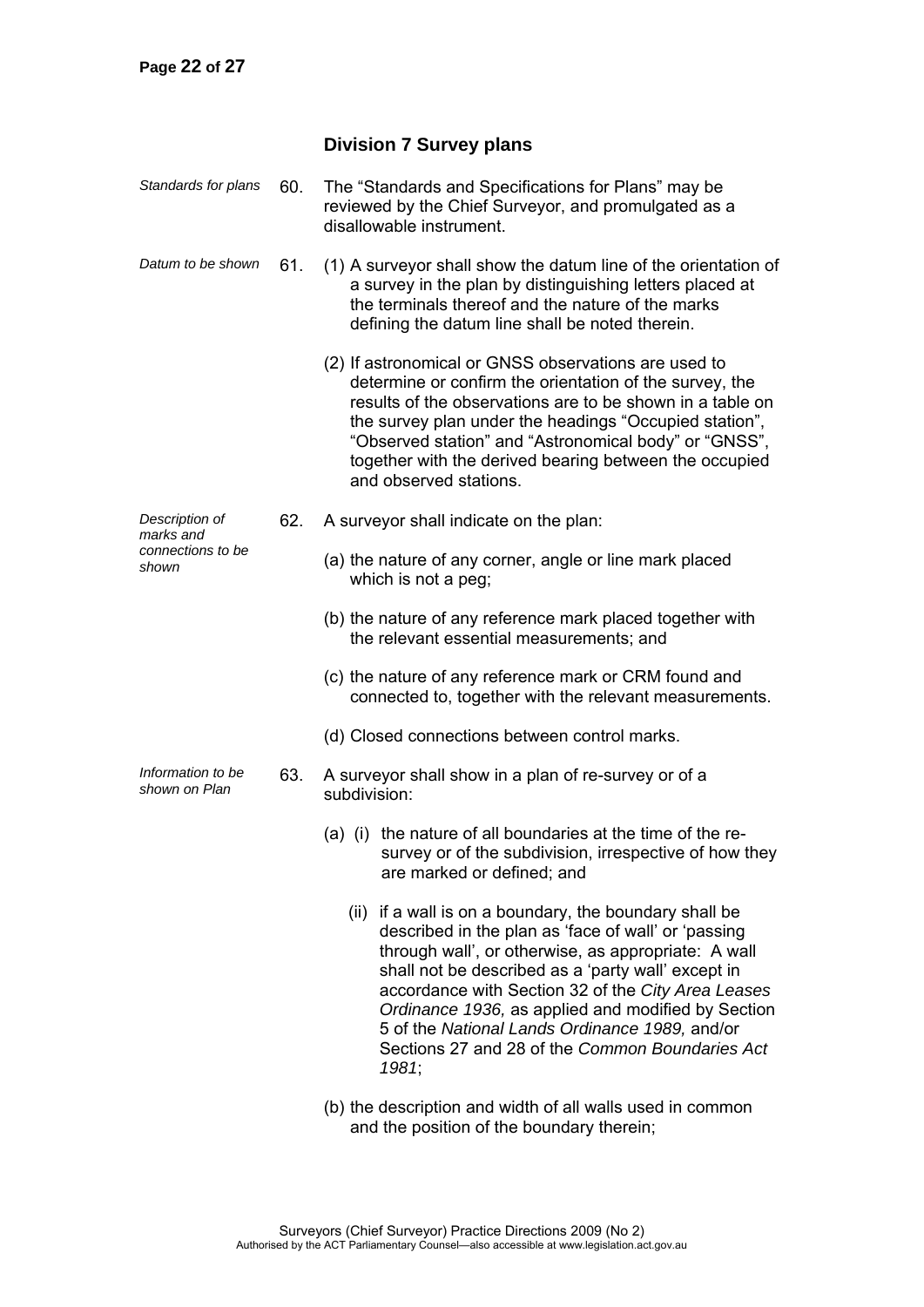## Division 7 Survey plans

*Standards for plans*

60. The "Standards and Specifications for Plans" may be reviewed by the Chief Surveyor, and promulgated as a disallowable instrument.

*Datum to be shown*

61. (1) A surveyor shall show the datum line of the orientation of a survey in the plan by distinguishing letters placed at the terminals thereof and the nature of the marks defining the datum line shall be noted therein.

(2) If astronomical or GNSS observations are used to determine or confirm the orientation of the survey, the results of the observations are to be shown in a table on the survey plan under the headings "Occupied station", "Observed station" and "Astronomical body" or "GNSS", together with the derived bearing between the occupied and observed stations.

*Description of marks and connections to be shown*

62. A surveyor shall indicate on the plan:

(a) the nature of any corner, angle or line mark placed which is not a peg;

(b) the nature of any reference mark placed together with the relevant essential measurements; and

(c) the nature of any reference mark or CRM found and connected to, together with the relevant measurements.

(d) Closed connections between control marks.

*Information to be shown on Plan*

63. A surveyor shall show in a plan of re-survey or of a subdivision:

(a) (i) the nature of all boundaries at the time of the re-survey or of the subdivision, irrespective of how they are marked or defined; and

(ii) if a wall is on a boundary, the boundary shall be described in the plan as 'face of wall' or 'passing through wall', or otherwise, as appropriate: A wall shall not be described as a 'party wall' except in accordance with Section 32 of the *City Area Leases Ordinance 1936,* as applied and modified by Section 5 of the *National Lands Ordinance 1989,* and/or Sections 27 and 28 of the *Common Boundaries Act 1981*;

(b) the description and width of all walls used in common and the position of the boundary therein;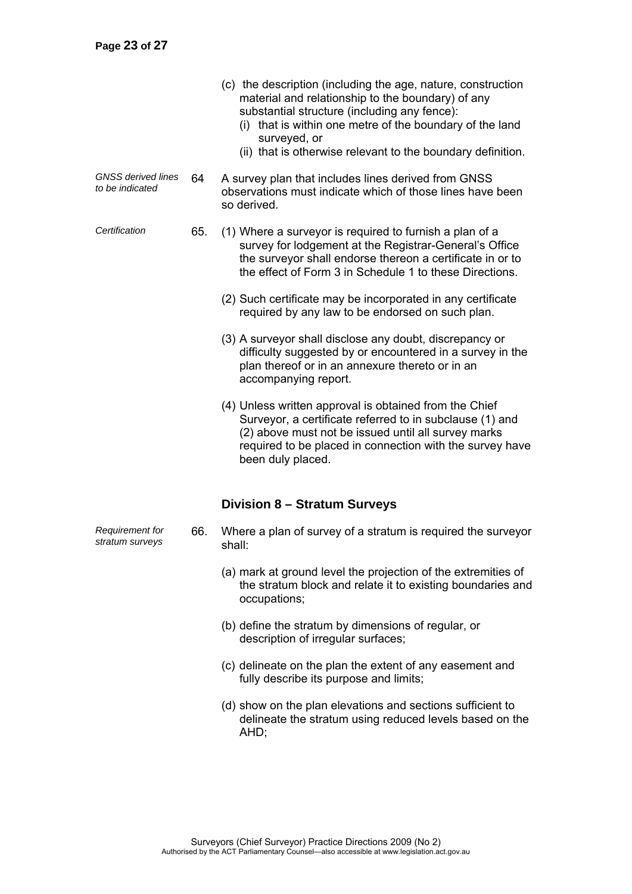(c) the description (including the age, nature, construction material and relationship to the boundary) of any substantial structure (including any fence):

(i) that is within one metre of the boundary of the land surveyed, or

(ii) that is otherwise relevant to the boundary definition.

*GNSS derived lines to be indicated*

64 A survey plan that includes lines derived from GNSS observations must indicate which of those lines have been so derived.

*Certification*

65. (1) Where a surveyor is required to furnish a plan of a survey for lodgement at the Registrar-General's Office the surveyor shall endorse thereon a certificate in or to the effect of Form 3 in Schedule 1 to these Directions.

(2) Such certificate may be incorporated in any certificate required by any law to be endorsed on such plan.

(3) A surveyor shall disclose any doubt, discrepancy or difficulty suggested by or encountered in a survey in the plan thereof or in an annexure thereto or in an accompanying report.

(4) Unless written approval is obtained from the Chief Surveyor, a certificate referred to in subclause (1) and (2) above must not be issued until all survey marks required to be placed in connection with the survey have been duly placed.

## Division 8 – Stratum Surveys

*Requirement for stratum surveys*

66. Where a plan of survey of a stratum is required the surveyor shall:

(a) mark at ground level the projection of the extremities of the stratum block and relate it to existing boundaries and occupations;

(b) define the stratum by dimensions of regular, or description of irregular surfaces;

(c) delineate on the plan the extent of any easement and fully describe its purpose and limits;

(d) show on the plan elevations and sections sufficient to delineate the stratum using reduced levels based on the AHD;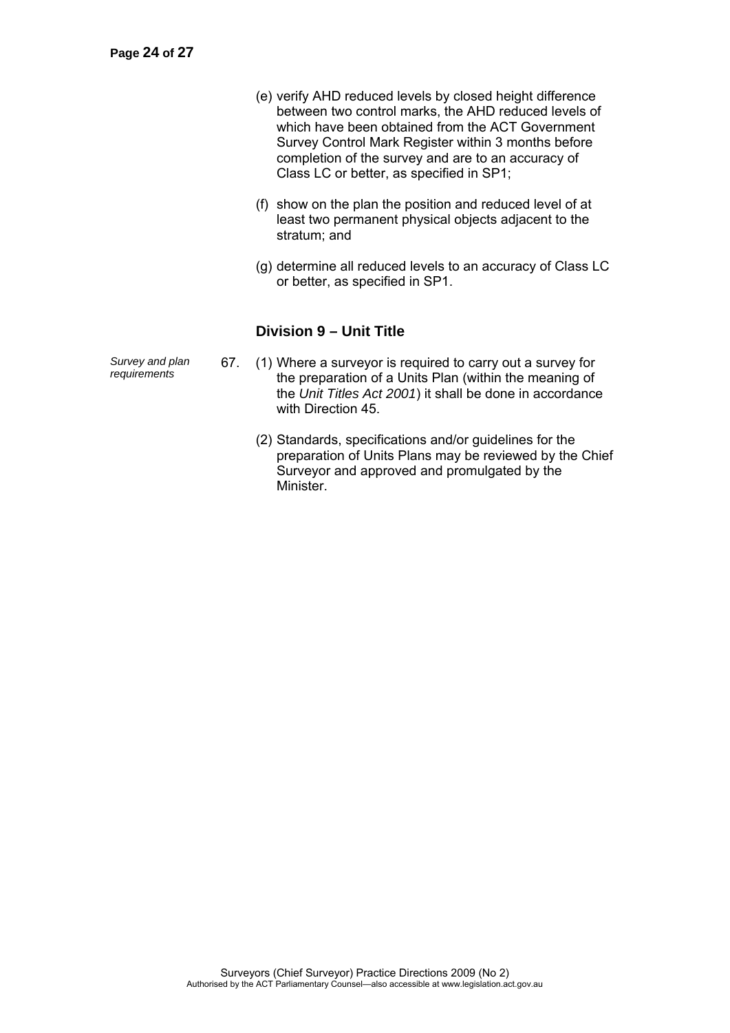(e) verify AHD reduced levels by closed height difference between two control marks, the AHD reduced levels of which have been obtained from the ACT Government Survey Control Mark Register within 3 months before completion of the survey and are to an accuracy of Class LC or better, as specified in SP1;

(f) show on the plan the position and reduced level of at least two permanent physical objects adjacent to the stratum; and

(g) determine all reduced levels to an accuracy of Class LC or better, as specified in SP1.

### Division 9 – Unit Title

*Survey and plan requirements*

67. (1) Where a surveyor is required to carry out a survey for the preparation of a Units Plan (within the meaning of the *Unit Titles Act 2001*) it shall be done in accordance with Direction 45.

(2) Standards, specifications and/or guidelines for the preparation of Units Plans may be reviewed by the Chief Surveyor and approved and promulgated by the Minister.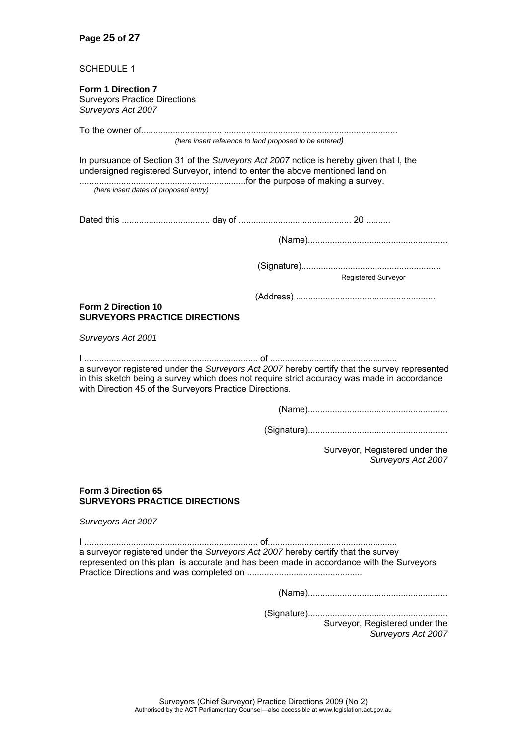SCHEDULE 1

**Form 1 Direction 7**
Surveyors Practice Directions
*Surveyors Act 2007*

To the owner of................................. ......................................................................
*(here insert reference to land proposed to be entered)*

In pursuance of Section 31 of the *Surveyors Act 2007* notice is hereby given that I, the undersigned registered Surveyor, intend to enter the above mentioned land on
....................................................................for the purpose of making a survey.
*(here insert dates of proposed entry)*

Dated this .................................... day of ............................................. 20 ..........

(Name)........................................................

(Signature)........................................................
Registered Surveyor

(Address) ........................................................

**Form 2 Direction 10**
**SURVEYORS PRACTICE DIRECTIONS**

*Surveyors Act 2001*

I ...................................................................... of ...................................................
a surveyor registered under the *Surveyors Act 2007* hereby certify that the survey represented in this sketch being a survey which does not require strict accuracy was made in accordance with Direction 45 of the Surveyors Practice Directions.

(Name)........................................................

(Signature)........................................................

Surveyor, Registered under the
*Surveyors Act 2007*

**Form 3 Direction 65**
**SURVEYORS PRACTICE DIRECTIONS**

*Surveyors Act 2007*

I ...................................................................... of...................................................
a surveyor registered under the *Surveyors Act 2007* hereby certify that the survey represented on this plan is accurate and has been made in accordance with the Surveyors Practice Directions and was completed on ..............................................

(Name)........................................................

(Signature)........................................................
Surveyor, Registered under the
*Surveyors Act 2007*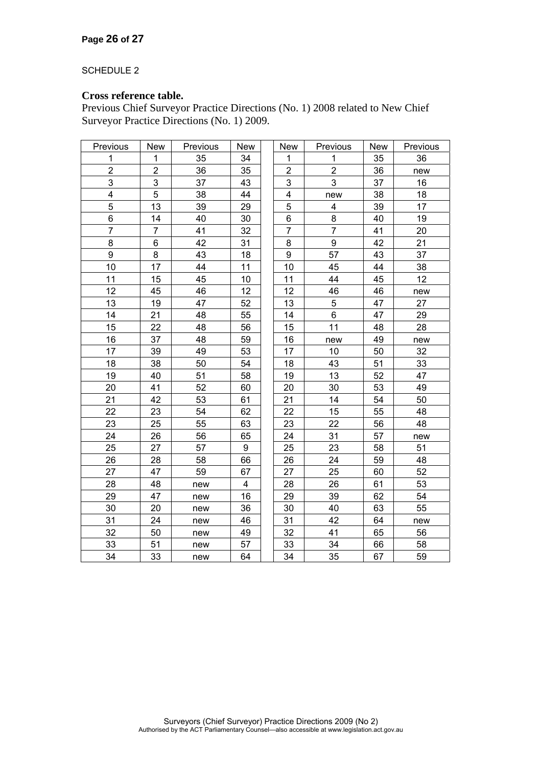SCHEDULE 2

**Cross reference table.**

Previous Chief Surveyor Practice Directions (No. 1) 2008 related to New Chief Surveyor Practice Directions (No. 1) 2009.

| Previous | New | Previous | New | | New | Previous | New | Previous |
|---|---|---|---|---|---|---|---|---|
| 1 | 1 | 35 | 34 | | 1 | 1 | 35 | 36 |
| 2 | 2 | 36 | 35 | | 2 | 2 | 36 | new |
| 3 | 3 | 37 | 43 | | 3 | 3 | 37 | 16 |
| 4 | 5 | 38 | 44 | | 4 | new | 38 | 18 |
| 5 | 13 | 39 | 29 | | 5 | 4 | 39 | 17 |
| 6 | 14 | 40 | 30 | | 6 | 8 | 40 | 19 |
| 7 | 7 | 41 | 32 | | 7 | 7 | 41 | 20 |
| 8 | 6 | 42 | 31 | | 8 | 9 | 42 | 21 |
| 9 | 8 | 43 | 18 | | 9 | 57 | 43 | 37 |
| 10 | 17 | 44 | 11 | | 10 | 45 | 44 | 38 |
| 11 | 15 | 45 | 10 | | 11 | 44 | 45 | 12 |
| 12 | 45 | 46 | 12 | | 12 | 46 | 46 | new |
| 13 | 19 | 47 | 52 | | 13 | 5 | 47 | 27 |
| 14 | 21 | 48 | 55 | | 14 | 6 | 47 | 29 |
| 15 | 22 | 48 | 56 | | 15 | 11 | 48 | 28 |
| 16 | 37 | 48 | 59 | | 16 | new | 49 | new |
| 17 | 39 | 49 | 53 | | 17 | 10 | 50 | 32 |
| 18 | 38 | 50 | 54 | | 18 | 43 | 51 | 33 |
| 19 | 40 | 51 | 58 | | 19 | 13 | 52 | 47 |
| 20 | 41 | 52 | 60 | | 20 | 30 | 53 | 49 |
| 21 | 42 | 53 | 61 | | 21 | 14 | 54 | 50 |
| 22 | 23 | 54 | 62 | | 22 | 15 | 55 | 48 |
| 23 | 25 | 55 | 63 | | 23 | 22 | 56 | 48 |
| 24 | 26 | 56 | 65 | | 24 | 31 | 57 | new |
| 25 | 27 | 57 | 9 | | 25 | 23 | 58 | 51 |
| 26 | 28 | 58 | 66 | | 26 | 24 | 59 | 48 |
| 27 | 47 | 59 | 67 | | 27 | 25 | 60 | 52 |
| 28 | 48 | new | 4 | | 28 | 26 | 61 | 53 |
| 29 | 47 | new | 16 | | 29 | 39 | 62 | 54 |
| 30 | 20 | new | 36 | | 30 | 40 | 63 | 55 |
| 31 | 24 | new | 46 | | 31 | 42 | 64 | new |
| 32 | 50 | new | 49 | | 32 | 41 | 65 | 56 |
| 33 | 51 | new | 57 | | 33 | 34 | 66 | 58 |
| 34 | 33 | new | 64 | | 34 | 35 | 67 | 59 |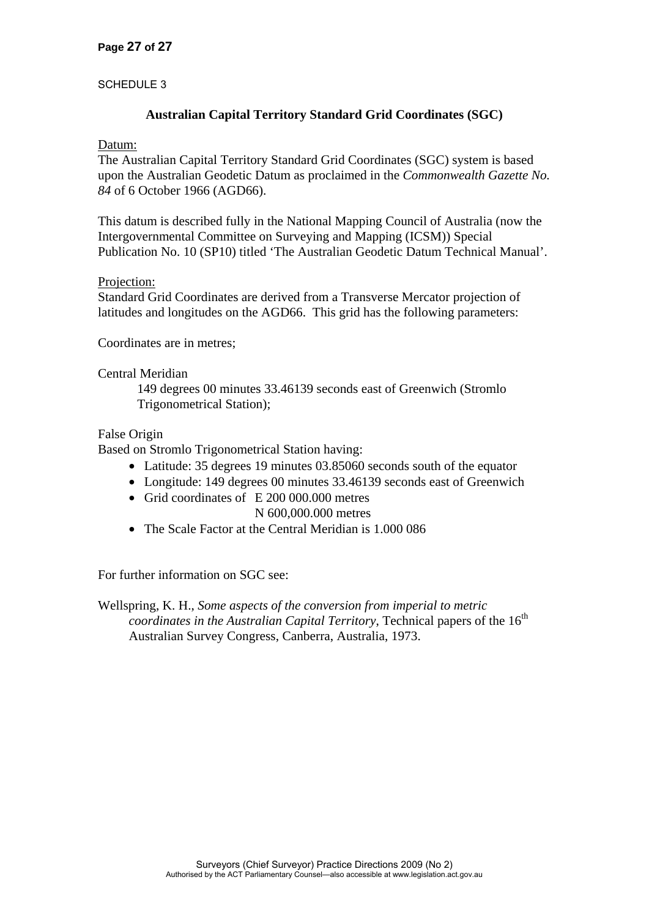SCHEDULE 3

## Australian Capital Territory Standard Grid Coordinates (SGC)

Datum:

The Australian Capital Territory Standard Grid Coordinates (SGC) system is based upon the Australian Geodetic Datum as proclaimed in the *Commonwealth Gazette No. 84* of 6 October 1966 (AGD66).

This datum is described fully in the National Mapping Council of Australia (now the Intergovernmental Committee on Surveying and Mapping (ICSM)) Special Publication No. 10 (SP10) titled 'The Australian Geodetic Datum Technical Manual'.

Projection:

Standard Grid Coordinates are derived from a Transverse Mercator projection of latitudes and longitudes on the AGD66. This grid has the following parameters:

Coordinates are in metres;

Central Meridian

149 degrees 00 minutes 33.46139 seconds east of Greenwich (Stromlo Trigonometrical Station);

False Origin

Based on Stromlo Trigonometrical Station having:

- Latitude: 35 degrees 19 minutes 03.85060 seconds south of the equator
- Longitude: 149 degrees 00 minutes 33.46139 seconds east of Greenwich
- Grid coordinates of E 200 000.000 metres
  N 600,000.000 metres
- The Scale Factor at the Central Meridian is 1.000 086

For further information on SGC see:

Wellspring, K. H., *Some aspects of the conversion from imperial to metric coordinates in the Australian Capital Territory*, Technical papers of the 16th Australian Survey Congress, Canberra, Australia, 1973.